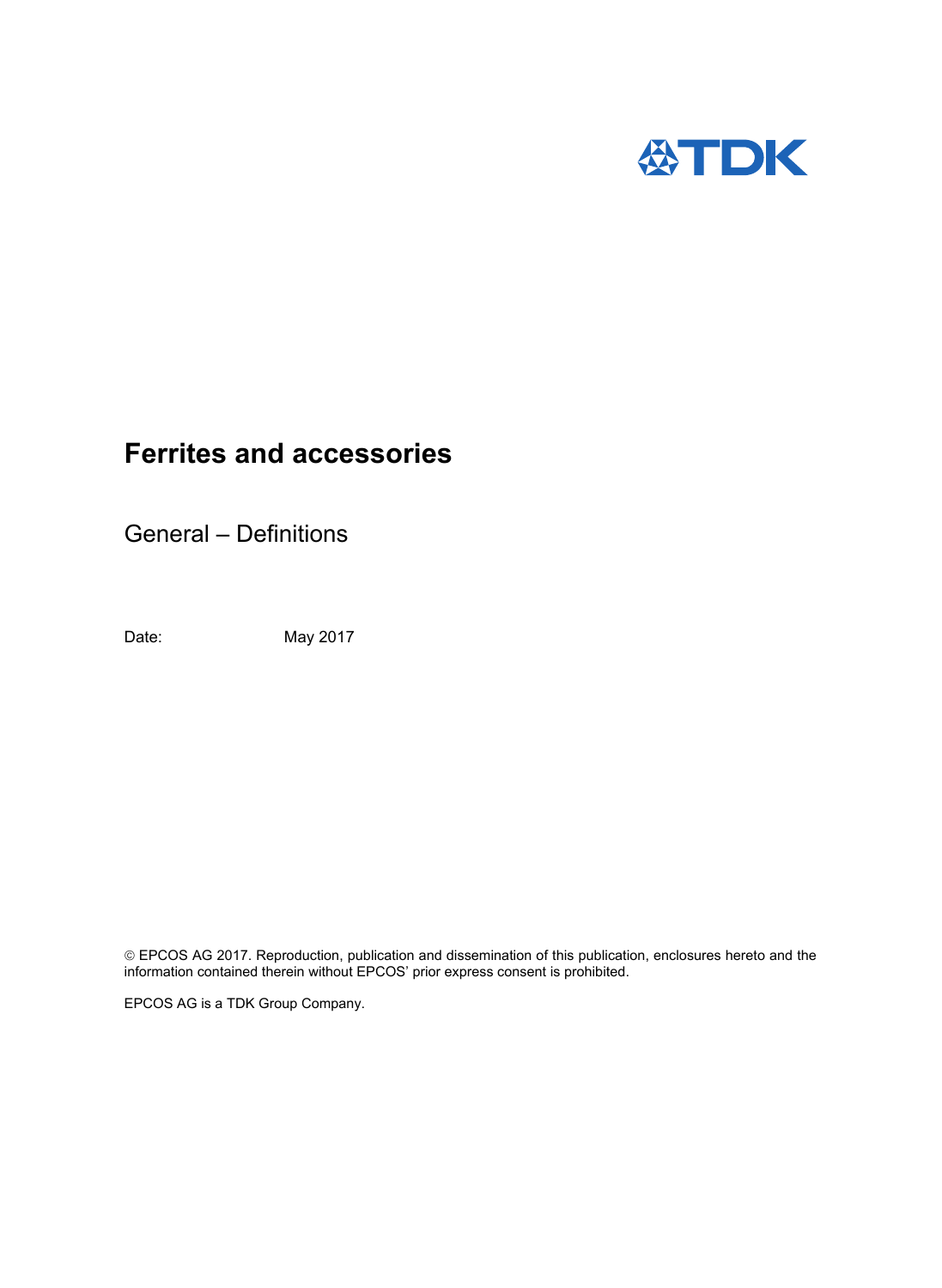TDK

# Ferrites and accessories

## General – Definitions

Date: May 2017

© EPCOS AG 2017. Reproduction, publication and dissemination of this publication, enclosures hereto and the information contained therein without EPCOS' prior express consent is prohibited.

EPCOS AG is a TDK Group Company.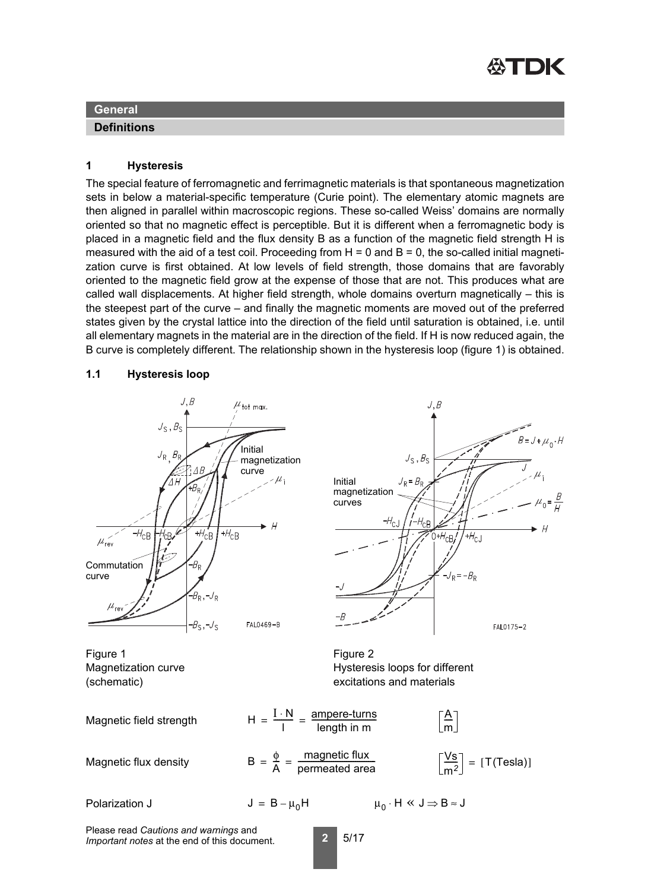## General

### Definitions

### 1 Hysteresis

The special feature of ferromagnetic and ferrimagnetic materials is that spontaneous magnetization sets in below a material-specific temperature (Curie point). The elementary atomic magnets are then aligned in parallel within macroscopic regions. These so-called Weiss' domains are normally oriented so that no magnetic effect is perceptible. But it is different when a ferromagnetic body is placed in a magnetic field and the flux density B as a function of the magnetic field strength H is measured with the aid of a test coil. Proceeding from H = 0 and B = 0, the so-called initial magnetization curve is first obtained. At low levels of field strength, those domains that are favorably oriented to the magnetic field grow at the expense of those that are not. This produces what are called wall displacements. At higher field strength, whole domains overturn magnetically – this is the steepest part of the curve – and finally the magnetic moments are moved out of the preferred states given by the crystal lattice into the direction of the field until saturation is obtained, i.e. until all elementary magnets in the material are in the direction of the field. If H is now reduced again, the B curve is completely different. The relationship shown in the hysteresis loop (figure 1) is obtained.

### 1.1 Hysteresis loop

Figure 1
Magnetization curve (schematic)

Figure 2
Hysteresis loops for different excitations and materials

Magnetic field strength $H = \frac{I \cdot N}{l} = \frac{\text{ampere-turns}}{\text{length in m}}$ $\left[\frac{A}{m}\right]$

Magnetic flux density $B = \frac{\phi}{A} = \frac{\text{magnetic flux}}{\text{permeated area}}$ $\left[\frac{Vs}{m^2}\right] = [T(\text{Tesla})]$

Polarization J $J = B - \mu_0 H$ $\mu_0 \cdot H \ll J \Rightarrow B \approx J$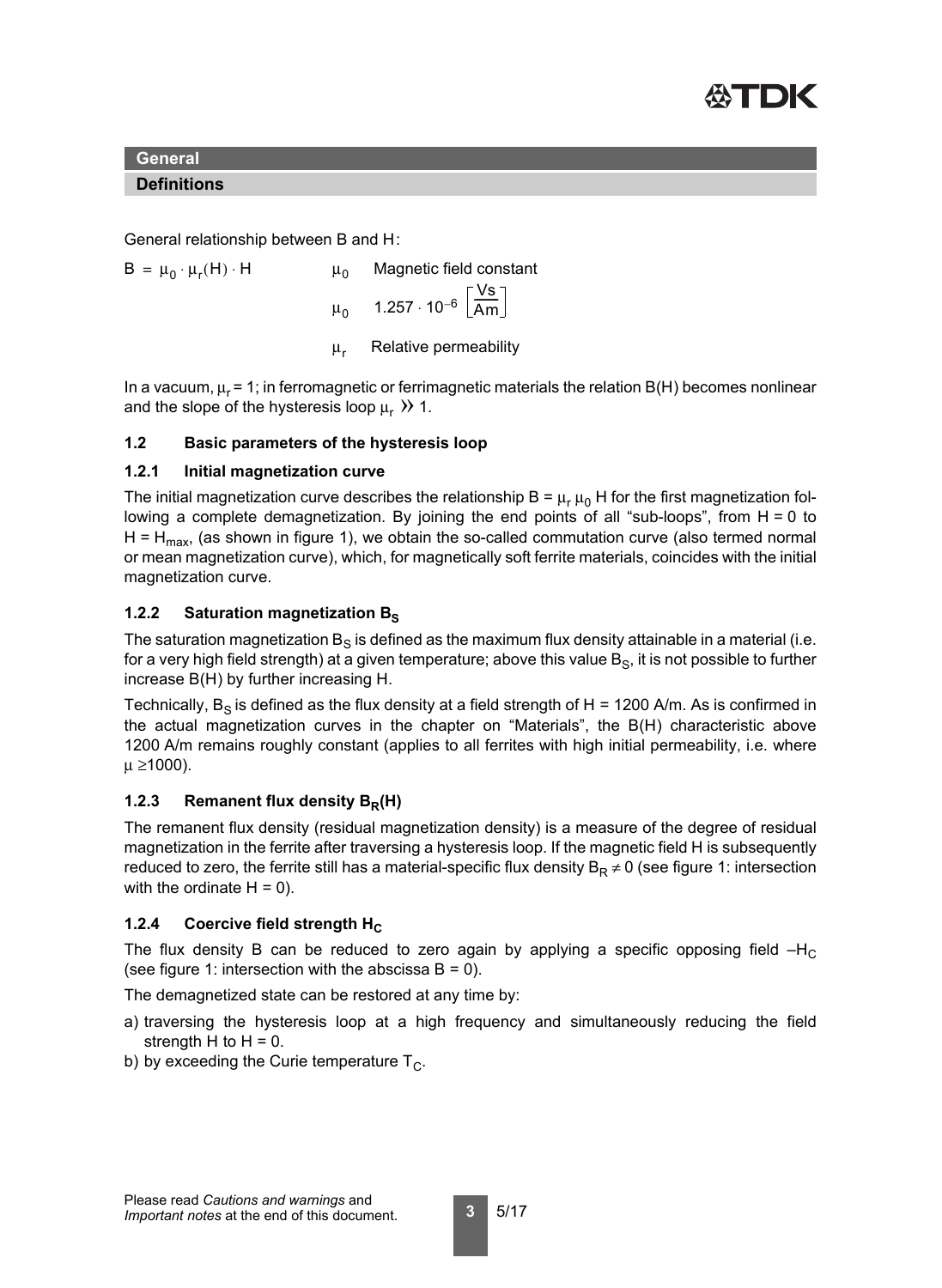## General

### Definitions

General relationship between B and H:

$B = \mu_0 \cdot \mu_r(H) \cdot H$

$\mu_0$ Magnetic field constant

$\mu_0$ $1.257 \cdot 10^{-6} \left[\frac{Vs}{Am}\right]$

$\mu_r$ Relative permeability

In a vacuum, $\mu_r = 1$; in ferromagnetic or ferrimagnetic materials the relation B(H) becomes nonlinear and the slope of the hysteresis loop $\mu_r \gg 1$.

### 1.2 Basic parameters of the hysteresis loop

#### 1.2.1 Initial magnetization curve

The initial magnetization curve describes the relationship $B = \mu_r \mu_0 H$ for the first magnetization following a complete demagnetization. By joining the end points of all "sub-loops", from H = 0 to $H = H_{max}$, (as shown in figure 1), we obtain the so-called commutation curve (also termed normal or mean magnetization curve), which, for magnetically soft ferrite materials, coincides with the initial magnetization curve.

#### 1.2.2 Saturation magnetization $B_S$

The saturation magnetization $B_S$ is defined as the maximum flux density attainable in a material (i.e. for a very high field strength) at a given temperature; above this value $B_S$, it is not possible to further increase B(H) by further increasing H.

Technically, $B_S$ is defined as the flux density at a field strength of H = 1200 A/m. As is confirmed in the actual magnetization curves in the chapter on "Materials", the B(H) characteristic above 1200 A/m remains roughly constant (applies to all ferrites with high initial permeability, i.e. where $\mu \geq 1000$).

#### 1.2.3 Remanent flux density $B_R(H)$

The remanent flux density (residual magnetization density) is a measure of the degree of residual magnetization in the ferrite after traversing a hysteresis loop. If the magnetic field H is subsequently reduced to zero, the ferrite still has a material-specific flux density $B_R \neq 0$ (see figure 1: intersection with the ordinate H = 0).

#### 1.2.4 Coercive field strength $H_C$

The flux density B can be reduced to zero again by applying a specific opposing field $-H_C$ (see figure 1: intersection with the abscissa B = 0).

The demagnetized state can be restored at any time by:

a) traversing the hysteresis loop at a high frequency and simultaneously reducing the field strength H to H = 0.
b) by exceeding the Curie temperature $T_C$.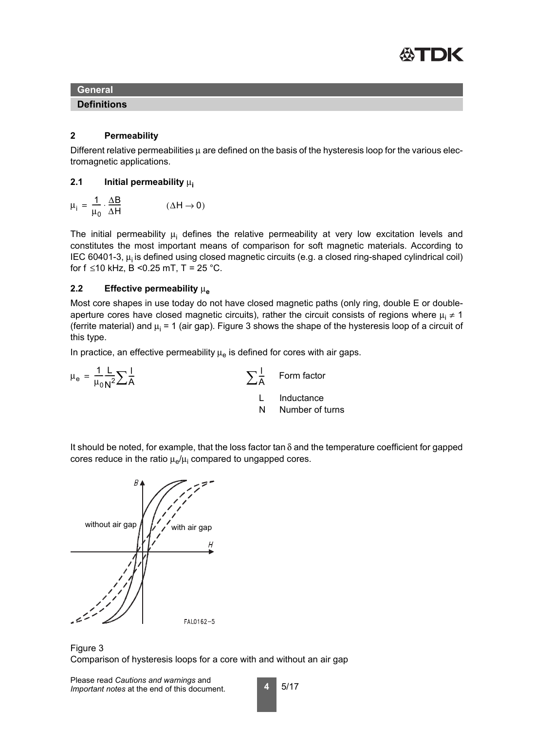**General**

**Definitions**

## 2 Permeability

Different relative permeabilities μ are defined on the basis of the hysteresis loop for the various electromagnetic applications.

### 2.1 Initial permeability $\mu_i$

$$\mu_i = \frac{1}{\mu_0} \cdot \frac{\Delta B}{\Delta H} \qquad (\Delta H \rightarrow 0)$$

The initial permeability $\mu_i$ defines the relative permeability at very low excitation levels and constitutes the most important means of comparison for soft magnetic materials. According to IEC 60401-3, $\mu_i$ is defined using closed magnetic circuits (e.g. a closed ring-shaped cylindrical coil) for f ≤10 kHz, B <0.25 mT, T = 25 °C.

### 2.2 Effective permeability $\mu_e$

Most core shapes in use today do not have closed magnetic paths (only ring, double E or double-aperture cores have closed magnetic circuits), rather the circuit consists of regions where $\mu_i \neq 1$ (ferrite material) and $\mu_i = 1$ (air gap). Figure 3 shows the shape of the hysteresis loop of a circuit of this type.

In practice, an effective permeability $\mu_e$ is defined for cores with air gaps.

$$\mu_e = \frac{1}{\mu_0} \frac{L}{N^2} \sum \frac{l}{A}$$

$\sum \frac{l}{A}$ Form factor

L Inductance

N Number of turns

It should be noted, for example, that the loss factor tan δ and the temperature coefficient for gapped cores reduce in the ratio $\mu_e/\mu_i$ compared to ungapped cores.

Figure 3
Comparison of hysteresis loops for a core with and without an air gap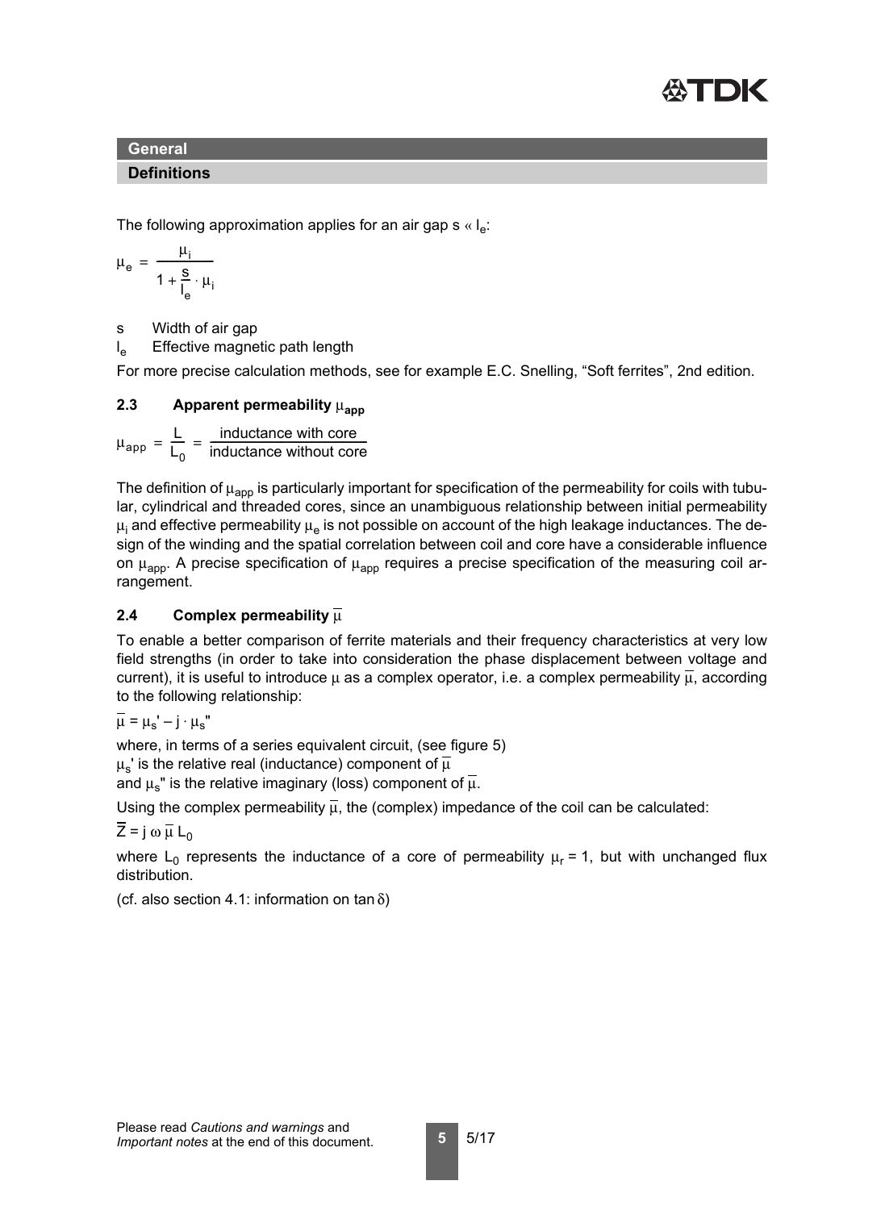The following approximation applies for an air gap $s \ll l_e$:

$$\mu_e = \frac{\mu_i}{1 + \frac{s}{l_e} \cdot \mu_i}$$

s Width of air gap

$l_e$ Effective magnetic path length

For more precise calculation methods, see for example E.C. Snelling, “Soft ferrites”, 2nd edition.

### 2.3 Apparent permeability $\mu_{app}$

$$\mu_{app} = \frac{L}{L_0} = \frac{\text{inductance with core}}{\text{inductance without core}}$$

The definition of $\mu_{app}$ is particularly important for specification of the permeability for coils with tubular, cylindrical and threaded cores, since an unambiguous relationship between initial permeability $\mu_i$ and effective permeability $\mu_e$ is not possible on account of the high leakage inductances. The design of the winding and the spatial correlation between coil and core have a considerable influence on $\mu_{app}$. A precise specification of $\mu_{app}$ requires a precise specification of the measuring coil arrangement.

### 2.4 Complex permeability $\overline{\mu}$

To enable a better comparison of ferrite materials and their frequency characteristics at very low field strengths (in order to take into consideration the phase displacement between voltage and current), it is useful to introduce $\mu$ as a complex operator, i.e. a complex permeability $\overline{\mu}$, according to the following relationship:

$$\overline{\mu} = \mu_s' - j \cdot \mu_s''$$

where, in terms of a series equivalent circuit, (see figure 5)

$\mu_s'$ is the relative real (inductance) component of $\overline{\mu}$

and $\mu_s''$ is the relative imaginary (loss) component of $\overline{\mu}$.

Using the complex permeability $\overline{\mu}$, the (complex) impedance of the coil can be calculated:

$$\overline{Z} = j\, \omega\, \overline{\mu}\, L_0$$

where $L_0$ represents the inductance of a core of permeability $\mu_r = 1$, but with unchanged flux distribution.

(cf. also section 4.1: information on $\tan \delta$)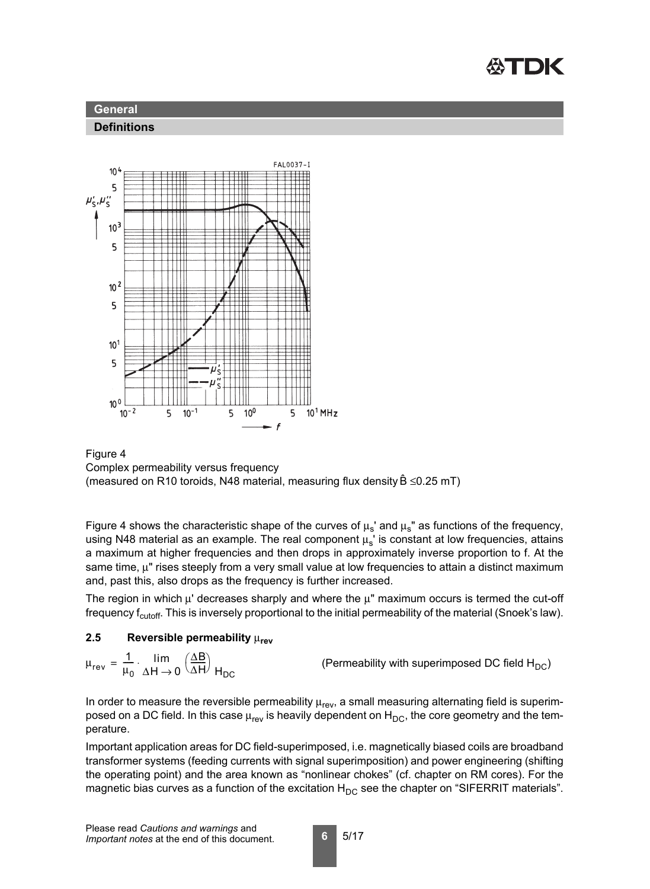## General

### Definitions

Figure 4
Complex permeability versus frequency
(measured on R10 toroids, N48 material, measuring flux density $\hat{B} \leq 0.25$ mT)

Figure 4 shows the characteristic shape of the curves of $\mu_s'$ and $\mu_s''$ as functions of the frequency, using N48 material as an example. The real component $\mu_s'$ is constant at low frequencies, attains a maximum at higher frequencies and then drops in approximately inverse proportion to f. At the same time, $\mu''$ rises steeply from a very small value at low frequencies to attain a distinct maximum and, past this, also drops as the frequency is further increased.

The region in which $\mu'$ decreases sharply and where the $\mu''$ maximum occurs is termed the cut-off frequency $f_{cutoff}$. This is inversely proportional to the initial permeability of the material (Snoek's law).

### 2.5 Reversible permeability $\mu_{rev}$

$$\mu_{rev} = \frac{1}{\mu_0} \cdot \lim_{\Delta H \to 0} \left(\frac{\Delta B}{\Delta H}\right)_{H_{DC}}$$

(Permeability with superimposed DC field $H_{DC}$)

In order to measure the reversible permeability $\mu_{rev}$, a small measuring alternating field is superimposed on a DC field. In this case $\mu_{rev}$ is heavily dependent on $H_{DC}$, the core geometry and the temperature.

Important application areas for DC field-superimposed, i.e. magnetically biased coils are broadband transformer systems (feeding currents with signal superimposition) and power engineering (shifting the operating point) and the area known as "nonlinear chokes" (cf. chapter on RM cores). For the magnetic bias curves as a function of the excitation $H_{DC}$ see the chapter on "SIFERRIT materials".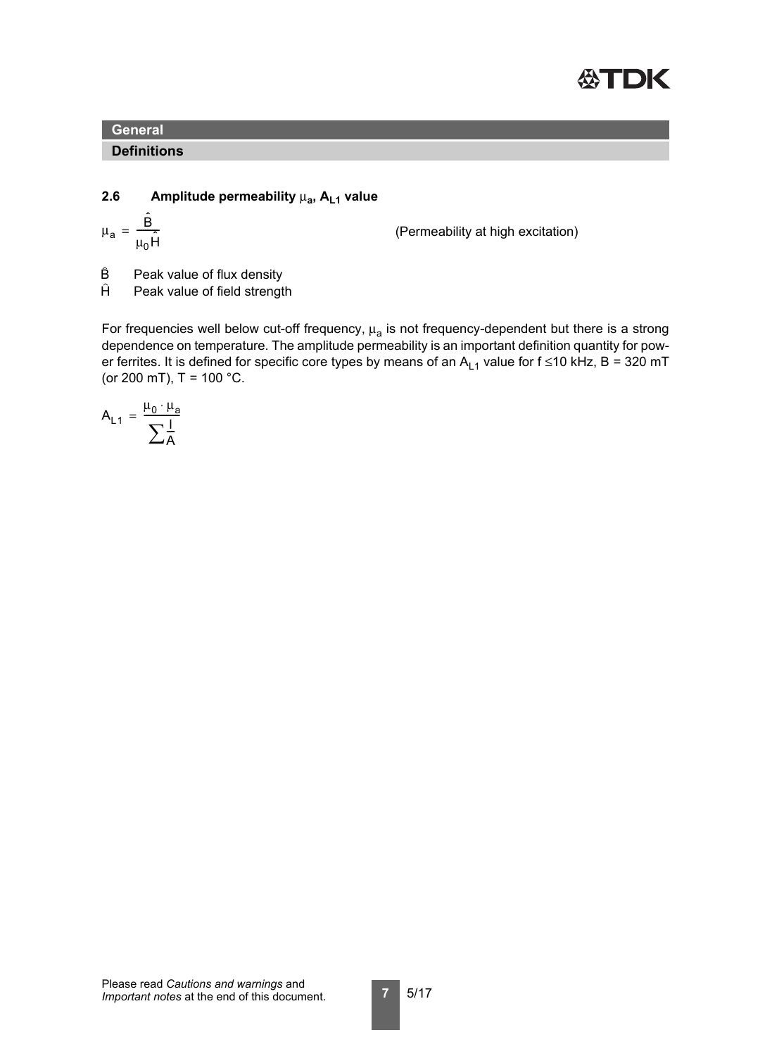## General

### Definitions

### 2.6 Amplitude permeability $\mu_a$, $A_{L1}$ value

$$\mu_a = \frac{\hat{B}}{\mu_0 \hat{H}}$$

(Permeability at high excitation)

$\hat{B}$ Peak value of flux density
$\hat{H}$ Peak value of field strength

For frequencies well below cut-off frequency, $\mu_a$ is not frequency-dependent but there is a strong dependence on temperature. The amplitude permeability is an important definition quantity for power ferrites. It is defined for specific core types by means of an $A_{L1}$ value for f ≤10 kHz, B = 320 mT (or 200 mT), T = 100 °C.

$$A_{L1} = \frac{\mu_0 \cdot \mu_a}{\sum \frac{l}{A}}$$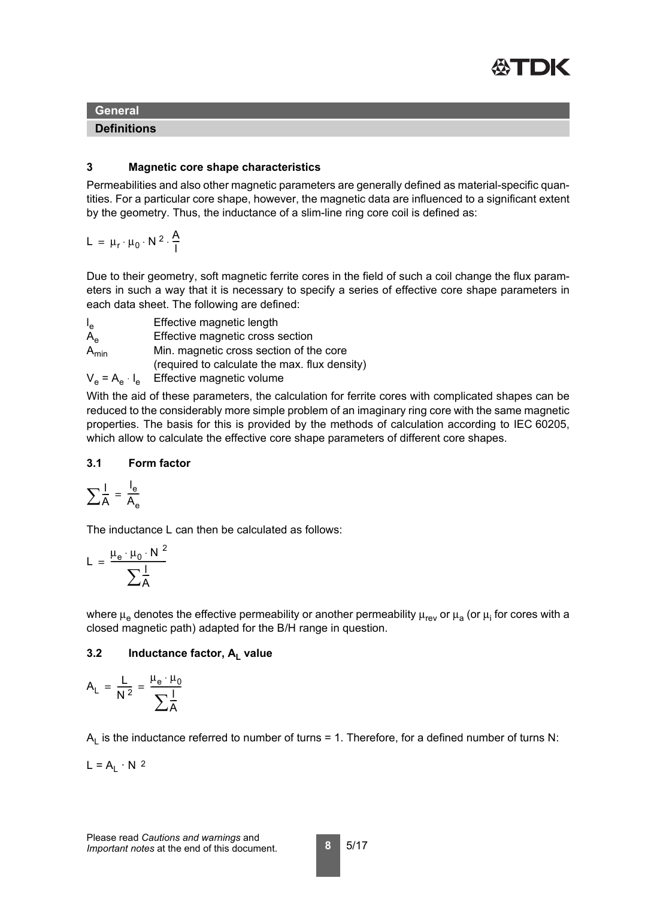**General**

**Definitions**

### 3 Magnetic core shape characteristics

Permeabilities and also other magnetic parameters are generally defined as material-specific quantities. For a particular core shape, however, the magnetic data are influenced to a significant extent by the geometry. Thus, the inductance of a slim-line ring core coil is defined as:

$$L = \mu_r \cdot \mu_0 \cdot N^2 \cdot \frac{A}{l}$$

Due to their geometry, soft magnetic ferrite cores in the field of such a coil change the flux parameters in such a way that it is necessary to specify a series of effective core shape parameters in each data sheet. The following are defined:

| | |
|---|---|
| $l_e$ | Effective magnetic length |
| $A_e$ | Effective magnetic cross section |
| $A_{min}$ | Min. magnetic cross section of the core (required to calculate the max. flux density) |
| $V_e = A_e \cdot l_e$ | Effective magnetic volume |

With the aid of these parameters, the calculation for ferrite cores with complicated shapes can be reduced to the considerably more simple problem of an imaginary ring core with the same magnetic properties. The basis for this is provided by the methods of calculation according to IEC 60205, which allow to calculate the effective core shape parameters of different core shapes.

#### 3.1 Form factor

$$\sum \frac{l}{A} = \frac{l_e}{A_e}$$

The inductance L can then be calculated as follows:

$$L = \frac{\mu_e \cdot \mu_0 \cdot N^2}{\sum \frac{l}{A}}$$

where $\mu_e$ denotes the effective permeability or another permeability $\mu_{rev}$ or $\mu_a$ (or $\mu_i$ for cores with a closed magnetic path) adapted for the B/H range in question.

#### 3.2 Inductance factor, $A_L$ value

$$A_L = \frac{L}{N^2} = \frac{\mu_e \cdot \mu_0}{\sum \frac{l}{A}}$$

$A_L$ is the inductance referred to number of turns = 1. Therefore, for a defined number of turns N:

$$L = A_L \cdot N^2$$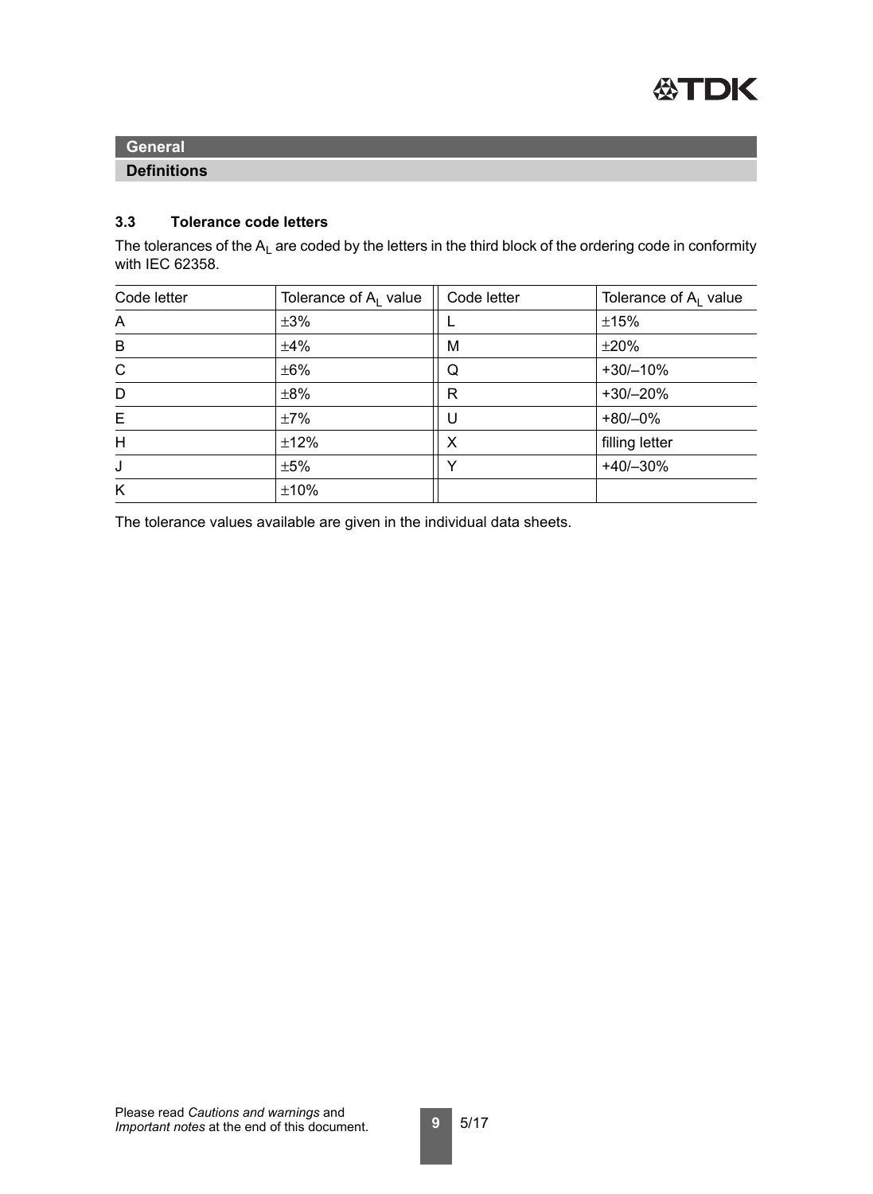## General

### Definitions

### 3.3 Tolerance code letters

The tolerances of the $A_L$ are coded by the letters in the third block of the ordering code in conformity with IEC 62358.

| Code letter | Tolerance of $A_L$ value | Code letter | Tolerance of $A_L$ value |
|---|---|---|---|
| A | ±3% | L | ±15% |
| B | ±4% | M | ±20% |
| C | ±6% | Q | +30/–10% |
| D | ±8% | R | +30/–20% |
| E | ±7% | U | +80/–0% |
| H | ±12% | X | filling letter |
| J | ±5% | Y | +40/–30% |
| K | ±10% | | |

The tolerance values available are given in the individual data sheets.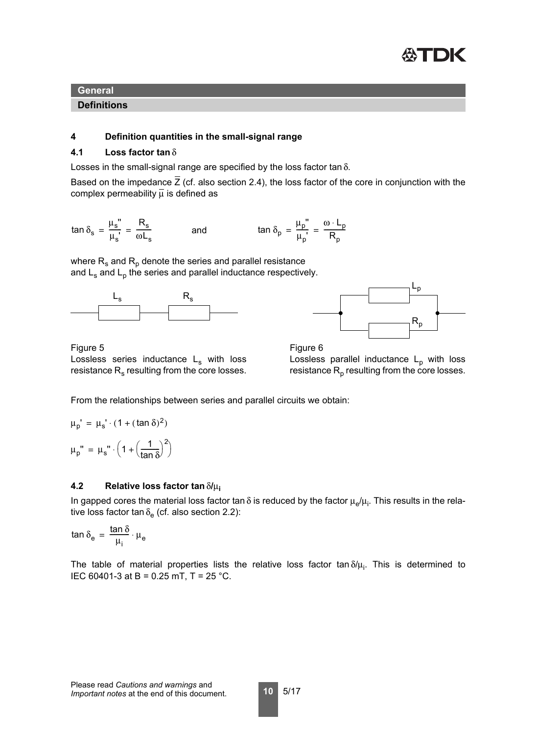**General**

**Definitions**

## 4 Definition quantities in the small-signal range

### 4.1 Loss factor tan $\delta$

Losses in the small-signal range are specified by the loss factor tan $\delta$.

Based on the impedance $\overline{Z}$ (cf. also section 2.4), the loss factor of the core in conjunction with the complex permeability $\overline{\mu}$ is defined as

$$\tan\delta_s = \frac{\mu_s''}{\mu_s'} = \frac{R_s}{\omega L_s} \qquad \text{and} \qquad \tan\delta_p = \frac{\mu_p''}{\mu_p'} = \frac{\omega \cdot L_p}{R_p}$$

where $R_s$ and $R_p$ denote the series and parallel resistance and $L_s$ and $L_p$ the series and parallel inductance respectively.

Figure 5
Lossless series inductance $L_s$ with loss resistance $R_s$ resulting from the core losses.

Figure 6
Lossless parallel inductance $L_p$ with loss resistance $R_p$ resulting from the core losses.

From the relationships between series and parallel circuits we obtain:

$$\mu_p' = \mu_s' \cdot (1 + (\tan\delta)^2)$$

$$\mu_p'' = \mu_s'' \cdot \left(1 + \left(\frac{1}{\tan\delta}\right)^2\right)$$

### 4.2 Relative loss factor tan $\delta/\mu_i$

In gapped cores the material loss factor tan $\delta$ is reduced by the factor $\mu_e/\mu_i$. This results in the relative loss factor tan $\delta_e$ (cf. also section 2.2):

$$\tan\delta_e = \frac{\tan\delta}{\mu_i} \cdot \mu_e$$

The table of material properties lists the relative loss factor tan $\delta/\mu_i$. This is determined to IEC 60401-3 at B = 0.25 mT, T = 25 °C.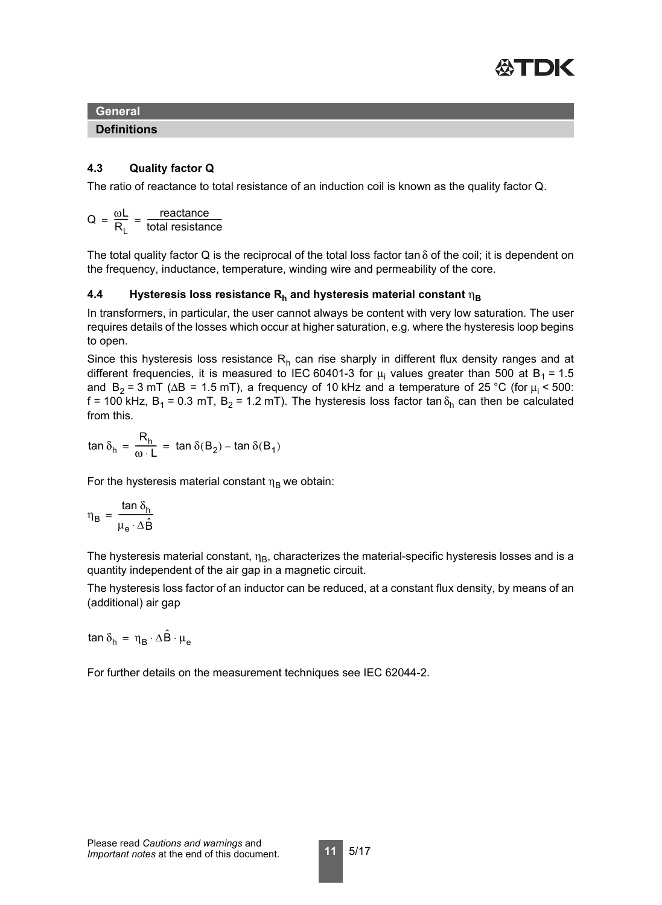## General

### Definitions

### 4.3 Quality factor Q

The ratio of reactance to total resistance of an induction coil is known as the quality factor Q.

$$Q = \frac{\omega L}{R_L} = \frac{\text{reactance}}{\text{total resistance}}$$

The total quality factor Q is the reciprocal of the total loss factor $\tan\delta$ of the coil; it is dependent on the frequency, inductance, temperature, winding wire and permeability of the core.

### 4.4 Hysteresis loss resistance $R_h$ and hysteresis material constant $\eta_B$

In transformers, in particular, the user cannot always be content with very low saturation. The user requires details of the losses which occur at higher saturation, e.g. where the hysteresis loop begins to open.

Since this hysteresis loss resistance $R_h$ can rise sharply in different flux density ranges and at different frequencies, it is measured to IEC 60401-3 for $\mu_i$ values greater than 500 at $B_1$ = 1.5 and $B_2$ = 3 mT ($\Delta B$ = 1.5 mT), a frequency of 10 kHz and a temperature of 25 °C (for $\mu_i$ < 500: f = 100 kHz, $B_1$ = 0.3 mT, $B_2$ = 1.2 mT). The hysteresis loss factor $\tan\delta_h$ can then be calculated from this.

$$\tan\delta_h = \frac{R_h}{\omega \cdot L} = \tan\delta(B_2) - \tan\delta(B_1)$$

For the hysteresis material constant $\eta_B$ we obtain:

$$\eta_B = \frac{\tan\delta_h}{\mu_e \cdot \Delta\hat{B}}$$

The hysteresis material constant, $\eta_B$, characterizes the material-specific hysteresis losses and is a quantity independent of the air gap in a magnetic circuit.

The hysteresis loss factor of an inductor can be reduced, at a constant flux density, by means of an (additional) air gap

$$\tan\delta_h = \eta_B \cdot \Delta\hat{B} \cdot \mu_e$$

For further details on the measurement techniques see IEC 62044-2.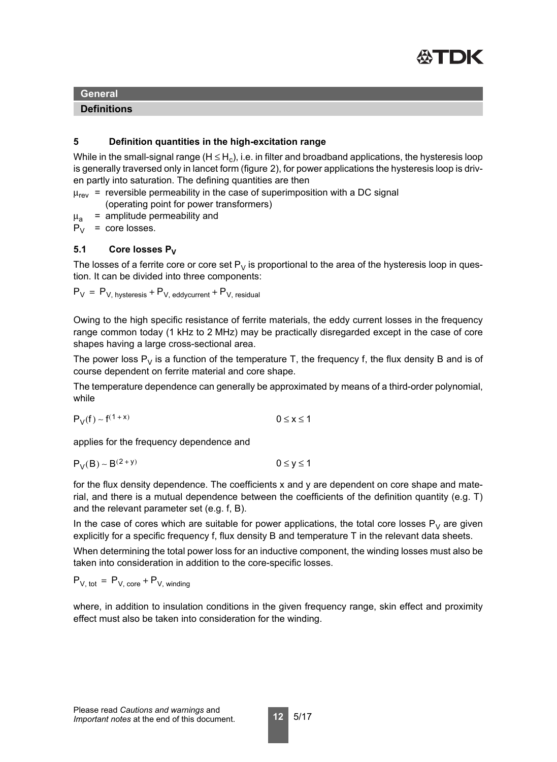**General**

**Definitions**

## 5 Definition quantities in the high-excitation range

While in the small-signal range ($H \leq H_c$), i.e. in filter and broadband applications, the hysteresis loop is generally traversed only in lancet form (figure 2), for power applications the hysteresis loop is driven partly into saturation. The defining quantities are then

$\mu_{rev}$ = reversible permeability in the case of superimposition with a DC signal (operating point for power transformers)

$\mu_a$ = amplitude permeability and

$P_V$ = core losses.

### 5.1 Core losses $P_V$

The losses of a ferrite core or core set $P_V$ is proportional to the area of the hysteresis loop in question. It can be divided into three components:

$$P_V = P_{V,\,hysteresis} + P_{V,\,eddycurrent} + P_{V,\,residual}$$

Owing to the high specific resistance of ferrite materials, the eddy current losses in the frequency range common today (1 kHz to 2 MHz) may be practically disregarded except in the case of core shapes having a large cross-sectional area.

The power loss $P_V$ is a function of the temperature T, the frequency f, the flux density B and is of course dependent on ferrite material and core shape.

The temperature dependence can generally be approximated by means of a third-order polynomial, while

$$P_V(f) \sim f^{(1+x)} \qquad 0 \leq x \leq 1$$

applies for the frequency dependence and

$$P_V(B) \sim B^{(2+y)} \qquad 0 \leq y \leq 1$$

for the flux density dependence. The coefficients x and y are dependent on core shape and material, and there is a mutual dependence between the coefficients of the definition quantity (e.g. T) and the relevant parameter set (e.g. f, B).

In the case of cores which are suitable for power applications, the total core losses $P_V$ are given explicitly for a specific frequency f, flux density B and temperature T in the relevant data sheets.

When determining the total power loss for an inductive component, the winding losses must also be taken into consideration in addition to the core-specific losses.

$$P_{V,\,tot} = P_{V,\,core} + P_{V,\,winding}$$

where, in addition to insulation conditions in the given frequency range, skin effect and proximity effect must also be taken into consideration for the winding.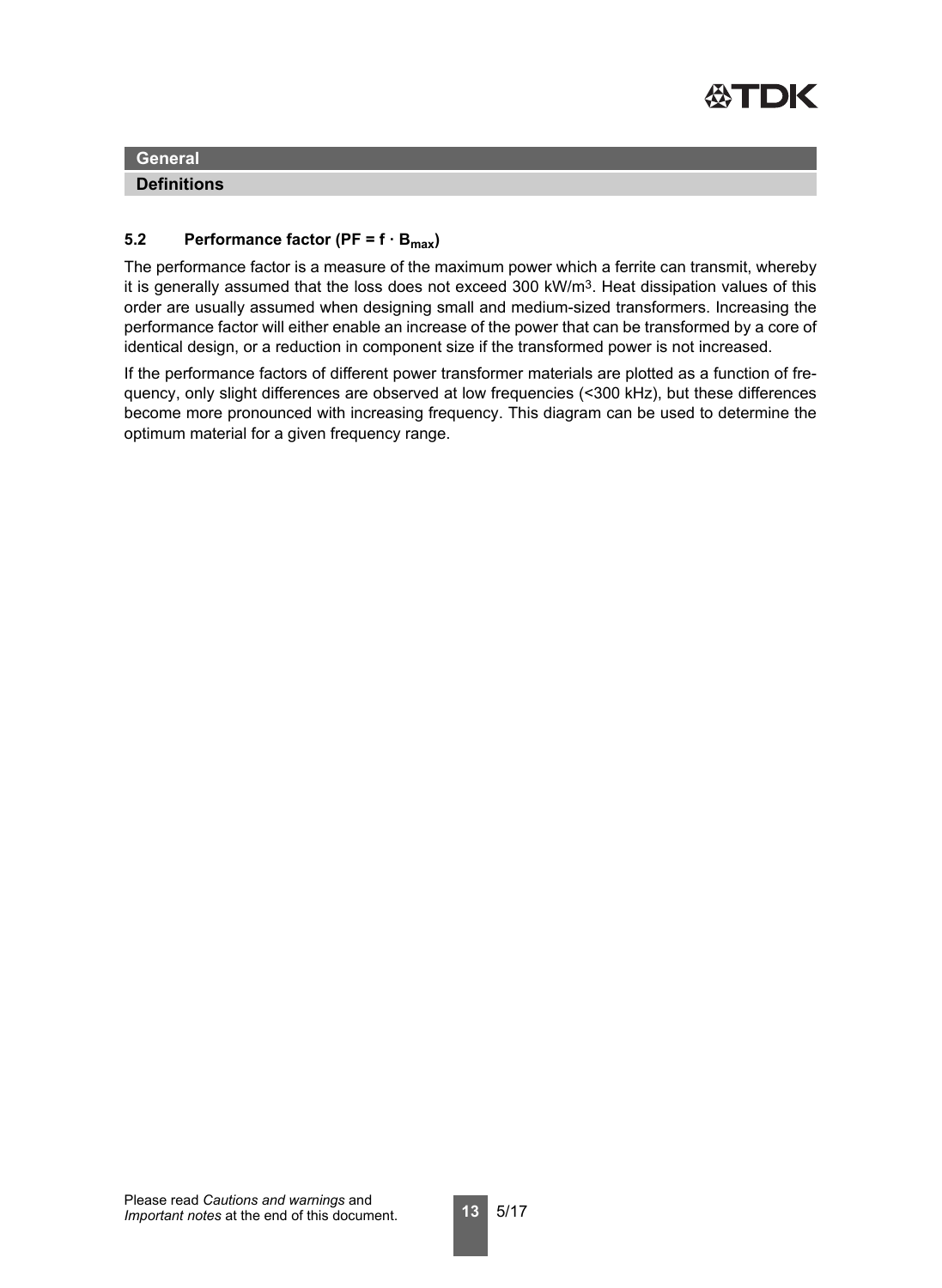## General

### Definitions

#### 5.2 Performance factor ($PF = f \cdot B_{max}$)

The performance factor is a measure of the maximum power which a ferrite can transmit, whereby it is generally assumed that the loss does not exceed 300 $kW/m^3$. Heat dissipation values of this order are usually assumed when designing small and medium-sized transformers. Increasing the performance factor will either enable an increase of the power that can be transformed by a core of identical design, or a reduction in component size if the transformed power is not increased.

If the performance factors of different power transformer materials are plotted as a function of frequency, only slight differences are observed at low frequencies (<300 kHz), but these differences become more pronounced with increasing frequency. This diagram can be used to determine the optimum material for a given frequency range.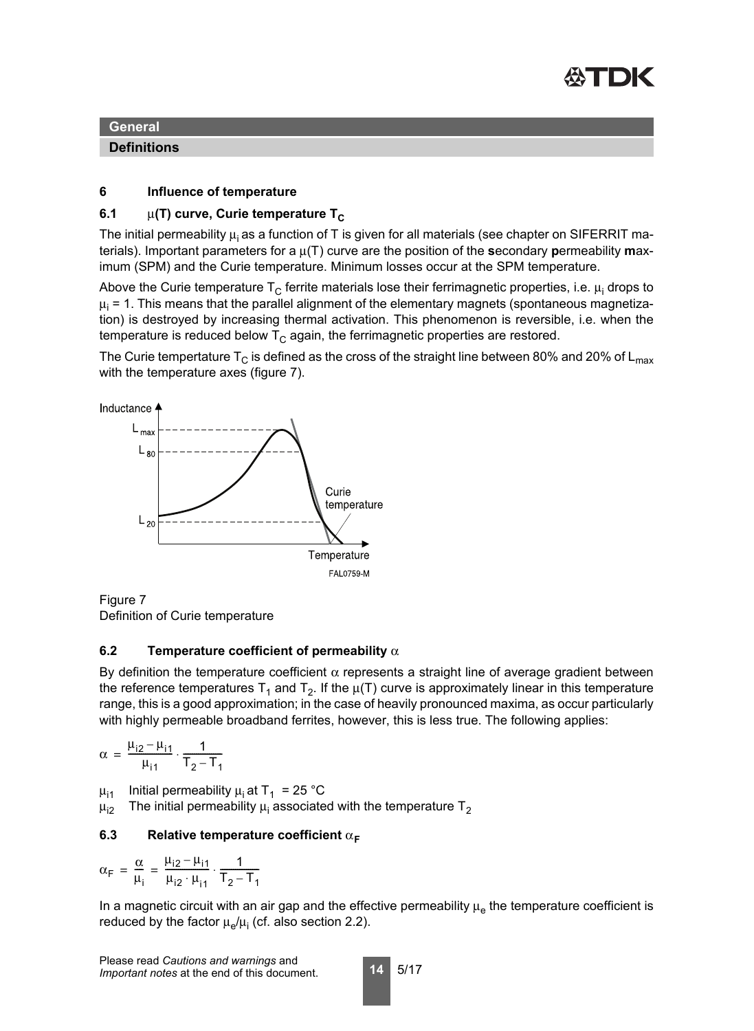**General**

**Definitions**

## 6 Influence of temperature

### 6.1 $\mu$(T) curve, Curie temperature $T_C$

The initial permeability $\mu_i$ as a function of T is given for all materials (see chapter on SIFERRIT materials). Important parameters for a $\mu$(T) curve are the position of the **s**econdary **p**ermeability **m**aximum (SPM) and the Curie temperature. Minimum losses occur at the SPM temperature.

Above the Curie temperature $T_C$ ferrite materials lose their ferrimagnetic properties, i.e. $\mu_i$ drops to $\mu_i$ = 1. This means that the parallel alignment of the elementary magnets (spontaneous magnetization) is destroyed by increasing thermal activation. This phenomenon is reversible, i.e. when the temperature is reduced below $T_C$ again, the ferrimagnetic properties are restored.

The Curie tempertature $T_C$ is defined as the cross of the straight line between 80% and 20% of $L_{max}$ with the temperature axes (figure 7).

Figure 7
Definition of Curie temperature

### 6.2 Temperature coefficient of permeability $\alpha$

By definition the temperature coefficient $\alpha$ represents a straight line of average gradient between the reference temperatures $T_1$ and $T_2$. If the $\mu$(T) curve is approximately linear in this temperature range, this is a good approximation; in the case of heavily pronounced maxima, as occur particularly with highly permeable broadband ferrites, however, this is less true. The following applies:

$$\alpha = \frac{\mu_{i2} - \mu_{i1}}{\mu_{i1}} \cdot \frac{1}{T_2 - T_1}$$

$\mu_{i1}$ Initial permeability $\mu_i$ at $T_1$ = 25 °C
$\mu_{i2}$ The initial permeability $\mu_i$ associated with the temperature $T_2$

### 6.3 Relative temperature coefficient $\alpha_F$

$$\alpha_F = \frac{\alpha}{\mu_i} = \frac{\mu_{i2} - \mu_{i1}}{\mu_{i2} \cdot \mu_{i1}} \cdot \frac{1}{T_2 - T_1}$$

In a magnetic circuit with an air gap and the effective permeability $\mu_e$ the temperature coefficient is reduced by the factor $\mu_e/\mu_i$ (cf. also section 2.2).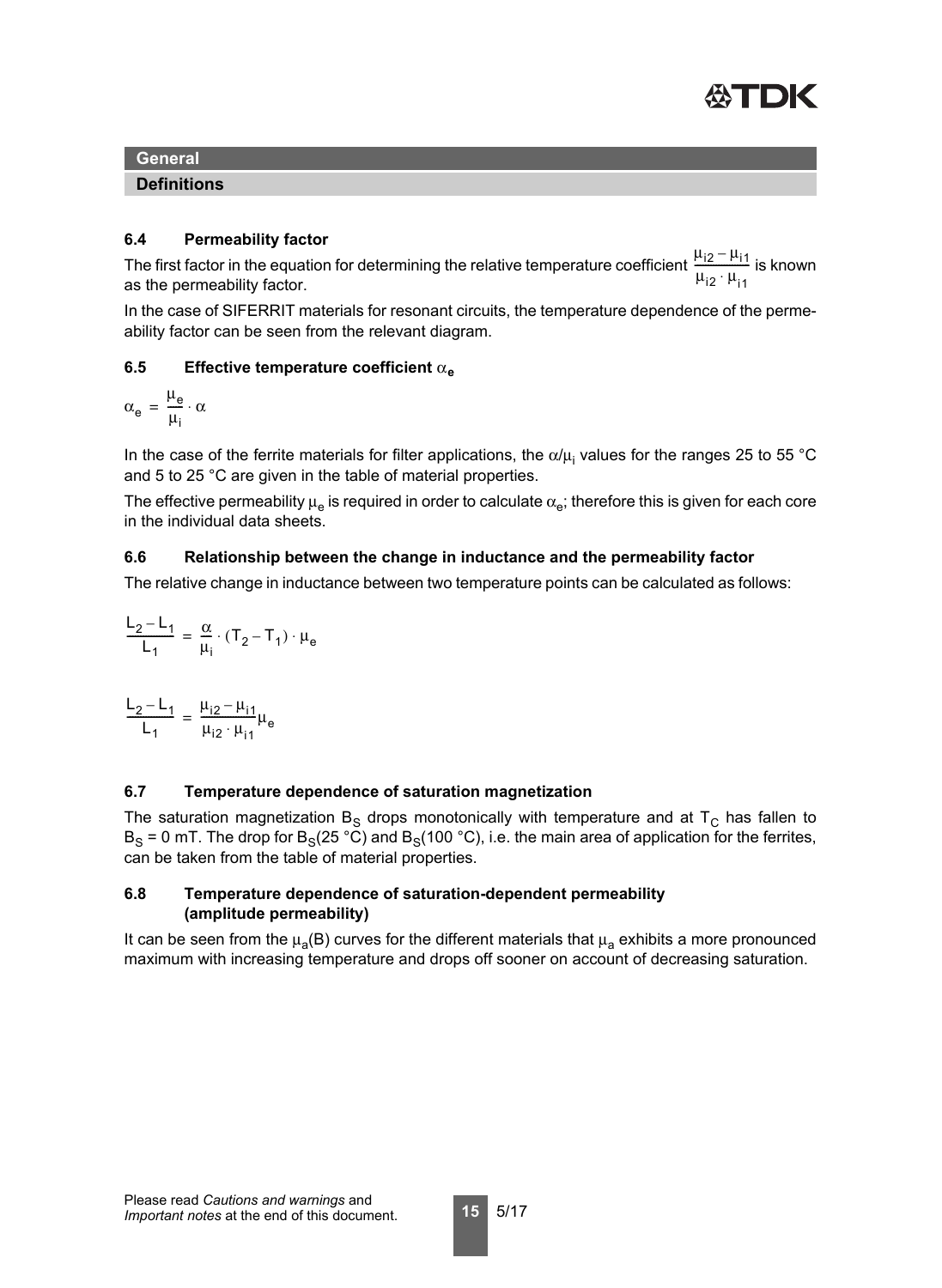**General**

**Definitions**

### 6.4 Permeability factor

The first factor in the equation for determining the relative temperature coefficient $\frac{\mu_{i2} - \mu_{i1}}{\mu_{i2} \cdot \mu_{i1}}$ is known as the permeability factor.

In the case of SIFERRIT materials for resonant circuits, the temperature dependence of the permeability factor can be seen from the relevant diagram.

### 6.5 Effective temperature coefficient $\alpha_e$

$$\alpha_e = \frac{\mu_e}{\mu_i} \cdot \alpha$$

In the case of the ferrite materials for filter applications, the $\alpha/\mu_i$ values for the ranges 25 to 55 °C and 5 to 25 °C are given in the table of material properties.

The effective permeability $\mu_e$ is required in order to calculate $\alpha_e$; therefore this is given for each core in the individual data sheets.

### 6.6 Relationship between the change in inductance and the permeability factor

The relative change in inductance between two temperature points can be calculated as follows:

$$\frac{L_2 - L_1}{L_1} = \frac{\alpha}{\mu_i} \cdot (T_2 - T_1) \cdot \mu_e$$

$$\frac{L_2 - L_1}{L_1} = \frac{\mu_{i2} - \mu_{i1}}{\mu_{i2} \cdot \mu_{i1}} \mu_e$$

### 6.7 Temperature dependence of saturation magnetization

The saturation magnetization $B_S$ drops monotonically with temperature and at $T_C$ has fallen to $B_S$ = 0 mT. The drop for $B_S$(25 °C) and $B_S$(100 °C), i.e. the main area of application for the ferrites, can be taken from the table of material properties.

### 6.8 Temperature dependence of saturation-dependent permeability (amplitude permeability)

It can be seen from the $\mu_a(B)$ curves for the different materials that $\mu_a$ exhibits a more pronounced maximum with increasing temperature and drops off sooner on account of decreasing saturation.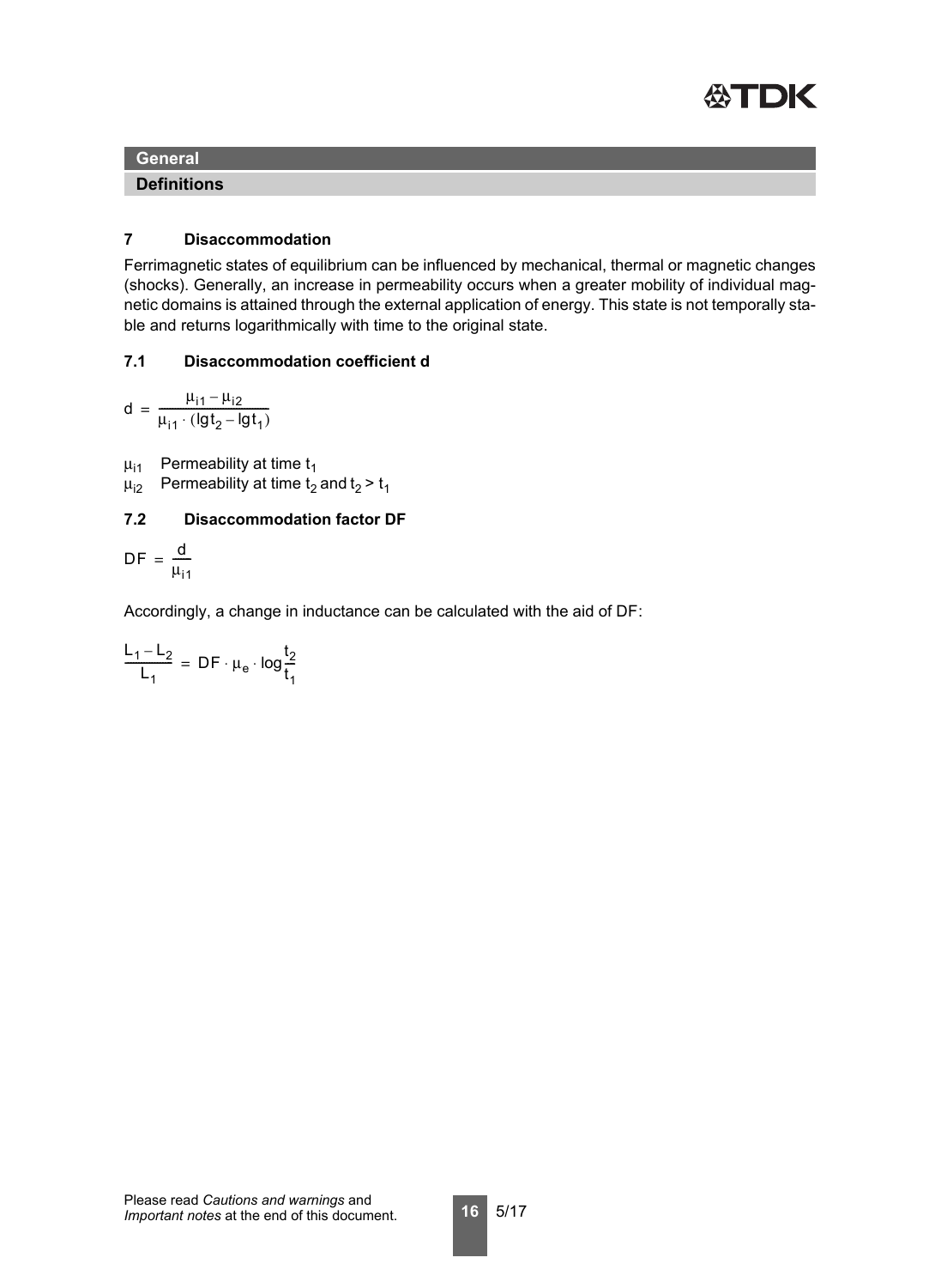## General

### Definitions

### 7 Disaccommodation

Ferrimagnetic states of equilibrium can be influenced by mechanical, thermal or magnetic changes (shocks). Generally, an increase in permeability occurs when a greater mobility of individual magnetic domains is attained through the external application of energy. This state is not temporally stable and returns logarithmically with time to the original state.

### 7.1 Disaccommodation coefficient d

$$d = \frac{\mu_{i1} - \mu_{i2}}{\mu_{i1} \cdot (\lg t_2 - \lg t_1)}$$

$\mu_{i1}$ Permeability at time $t_1$

$\mu_{i2}$ Permeability at time $t_2$ and $t_2 > t_1$

### 7.2 Disaccommodation factor DF

$$DF = \frac{d}{\mu_{i1}}$$

Accordingly, a change in inductance can be calculated with the aid of DF:

$$\frac{L_1 - L_2}{L_1} = DF \cdot \mu_e \cdot \log\frac{t_2}{t_1}$$

Please read *Cautions and warnings* and *Important notes* at the end of this document.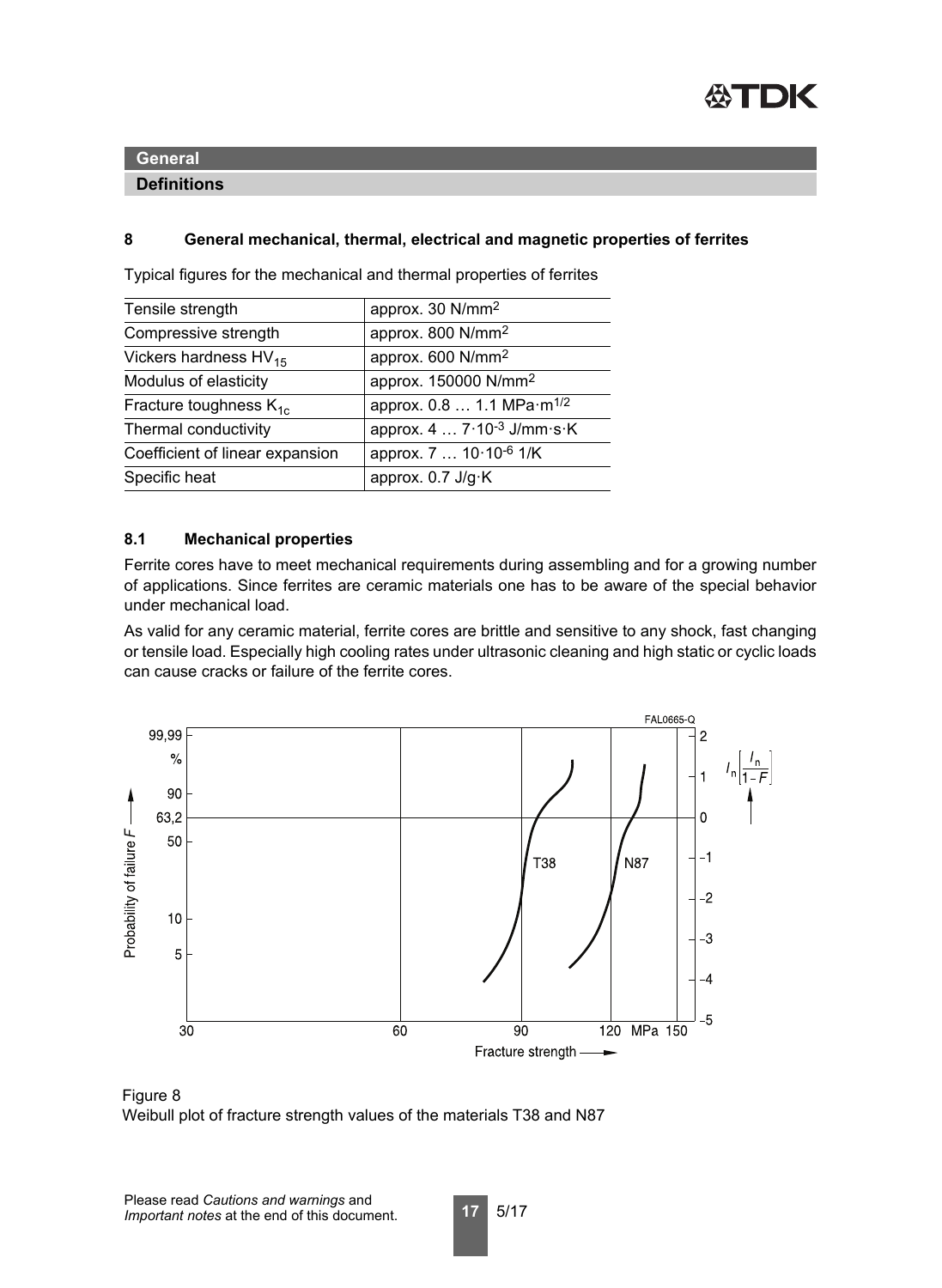**General**

**Definitions**

### 8 General mechanical, thermal, electrical and magnetic properties of ferrites

Typical figures for the mechanical and thermal properties of ferrites

| | |
|---|---|
| Tensile strength | approx. 30 $N/mm^2$ |
| Compressive strength | approx. 800 $N/mm^2$ |
| Vickers hardness $HV_{15}$ | approx. 600 $N/mm^2$ |
| Modulus of elasticity | approx. 150000 $N/mm^2$ |
| Fracture toughness $K_{1c}$ | approx. 0.8 … 1.1 $MPa \cdot m^{1/2}$ |
| Thermal conductivity | approx. 4 … $7 \cdot 10^{-3}$ J/mm·s·K |
| Coefficient of linear expansion | approx. 7 … $10 \cdot 10^{-6}$ 1/K |
| Specific heat | approx. 0.7 J/g·K |

### 8.1 Mechanical properties

Ferrite cores have to meet mechanical requirements during assembling and for a growing number of applications. Since ferrites are ceramic materials one has to be aware of the special behavior under mechanical load.

As valid for any ceramic material, ferrite cores are brittle and sensitive to any shock, fast changing or tensile load. Especially high cooling rates under ultrasonic cleaning and high static or cyclic loads can cause cracks or failure of the ferrite cores.

Figure 8
Weibull plot of fracture strength values of the materials T38 and N87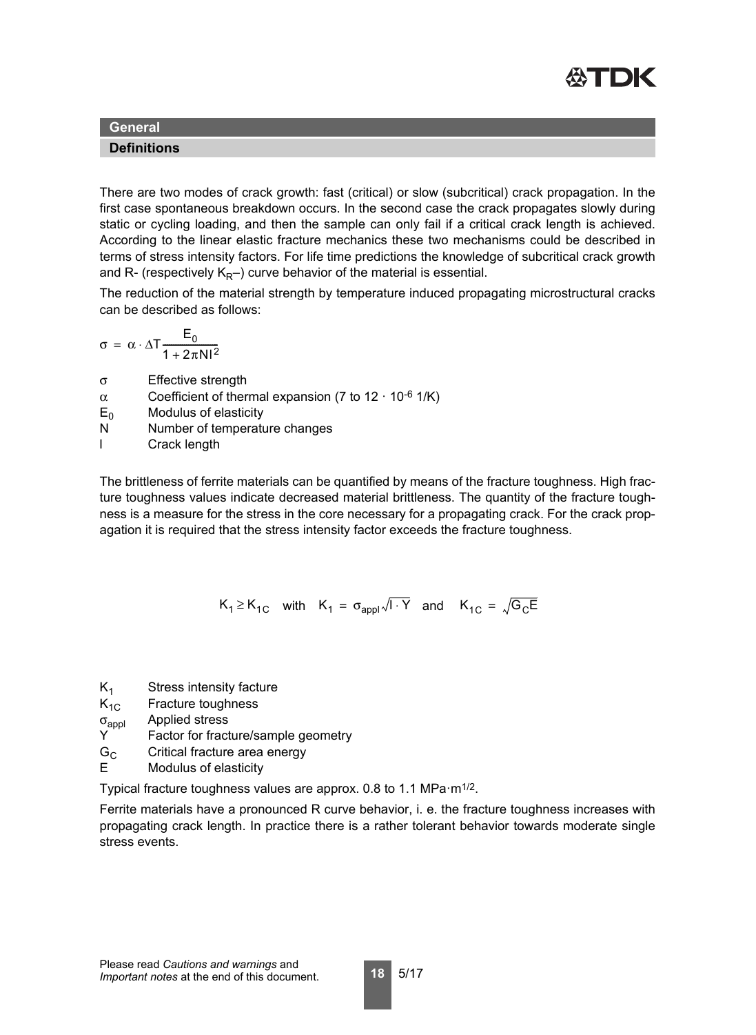## General

### Definitions

There are two modes of crack growth: fast (critical) or slow (subcritical) crack propagation. In the first case spontaneous breakdown occurs. In the second case the crack propagates slowly during static or cycling loading, and then the sample can only fail if a critical crack length is achieved. According to the linear elastic fracture mechanics these two mechanisms could be described in terms of stress intensity factors. For life time predictions the knowledge of subcritical crack growth and R- (respectively $K_R$–) curve behavior of the material is essential.

The reduction of the material strength by temperature induced propagating microstructural cracks can be described as follows:

$$\sigma = \alpha \cdot \Delta T \frac{E_0}{1 + 2\pi N l^2}$$

| | |
|---|---|
| $\sigma$ | Effective strength |
| $\alpha$ | Coefficient of thermal expansion (7 to $12 \cdot 10^{-6}$ 1/K) |
| $E_0$ | Modulus of elasticity |
| N | Number of temperature changes |
| l | Crack length |

The brittleness of ferrite materials can be quantified by means of the fracture toughness. High fracture toughness values indicate decreased material brittleness. The quantity of the fracture toughness is a measure for the stress in the core necessary for a propagating crack. For the crack propagation it is required that the stress intensity factor exceeds the fracture toughness.

$$K_1 \geq K_{1C} \quad \text{with} \quad K_1 = \sigma_{appl}\sqrt{l \cdot Y} \quad \text{and} \quad K_{1C} = \sqrt{G_C E}$$

| | |
|---|---|
| $K_1$ | Stress intensity facture |
| $K_{1C}$ | Fracture toughness |
| $\sigma_{appl}$ | Applied stress |
| Y | Factor for fracture/sample geometry |
| $G_C$ | Critical fracture area energy |
| E | Modulus of elasticity |

Typical fracture toughness values are approx. 0.8 to 1.1 $MPa \cdot m^{1/2}$.

Ferrite materials have a pronounced R curve behavior, i. e. the fracture toughness increases with propagating crack length. In practice there is a rather tolerant behavior towards moderate single stress events.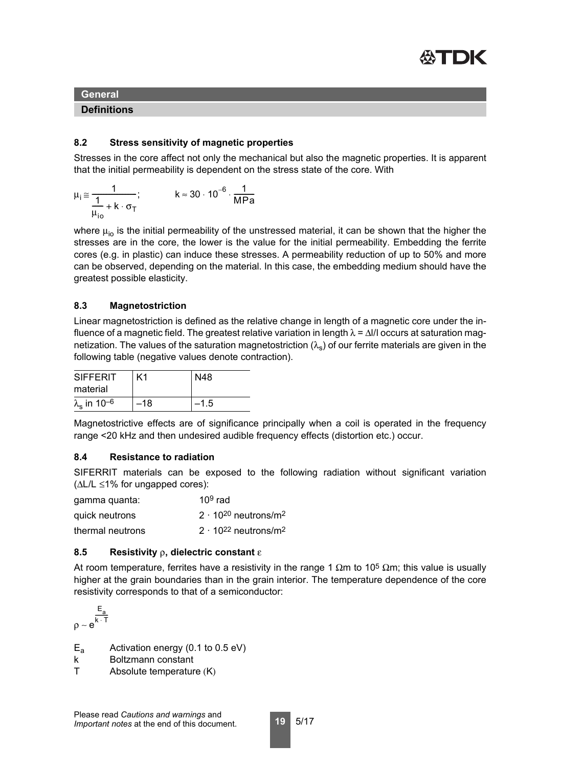## General

### Definitions

### 8.2 Stress sensitivity of magnetic properties

Stresses in the core affect not only the mechanical but also the magnetic properties. It is apparent that the initial permeability is dependent on the stress state of the core. With

$$\mu_i \cong \frac{1}{\frac{1}{\mu_{io}} + k \cdot \sigma_T}; \qquad k \approx 30 \cdot 10^{-6} \cdot \frac{1}{\text{MPa}}$$

where $\mu_{io}$ is the initial permeability of the unstressed material, it can be shown that the higher the stresses are in the core, the lower is the value for the initial permeability. Embedding the ferrite cores (e.g. in plastic) can induce these stresses. A permeability reduction of up to 50% and more can be observed, depending on the material. In this case, the embedding medium should have the greatest possible elasticity.

### 8.3 Magnetostriction

Linear magnetostriction is defined as the relative change in length of a magnetic core under the influence of a magnetic field. The greatest relative variation in length $\lambda = \Delta l/l$ occurs at saturation magnetization. The values of the saturation magnetostriction ($\lambda_s$) of our ferrite materials are given in the following table (negative values denote contraction).

| SIFFERIT material | K1 | N48 |
|---|---|---|
| $\lambda_s$ in $10^{-6}$ | –18 | –1.5 |

Magnetostrictive effects are of significance principally when a coil is operated in the frequency range <20 kHz and then undesired audible frequency effects (distortion etc.) occur.

### 8.4 Resistance to radiation

SIFERRIT materials can be exposed to the following radiation without significant variation ($\Delta L/L \leq 1\%$ for ungapped cores):

| | |
|---|---|
| gamma quanta: | $10^9$ rad |
| quick neutrons | $2 \cdot 10^{20}$ neutrons/m$^2$ |
| thermal neutrons | $2 \cdot 10^{22}$ neutrons/m$^2$ |

### 8.5 Resistivity ρ, dielectric constant ε

At room temperature, ferrites have a resistivity in the range 1 Ωm to $10^5$ Ωm; this value is usually higher at the grain boundaries than in the grain interior. The temperature dependence of the core resistivity corresponds to that of a semiconductor:

$$\rho \sim e^{\frac{E_a}{k \cdot T}}$$

$E_a$ Activation energy (0.1 to 0.5 eV)
k Boltzmann constant
T Absolute temperature (K)

Please read *Cautions and warnings* and *Important notes* at the end of this document.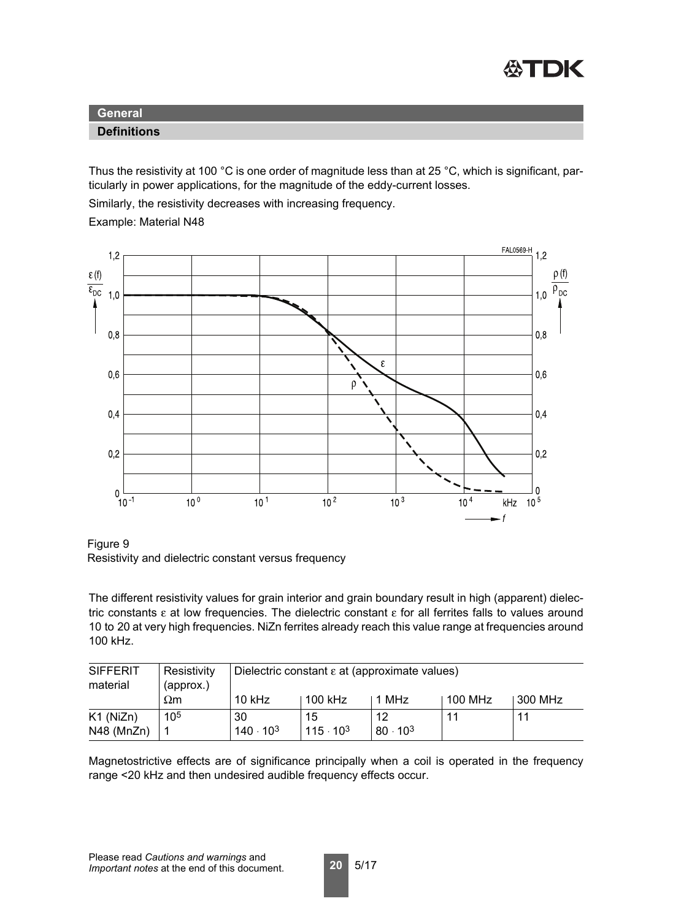## General

### Definitions

Thus the resistivity at 100 °C is one order of magnitude less than at 25 °C, which is significant, particularly in power applications, for the magnitude of the eddy-current losses.

Similarly, the resistivity decreases with increasing frequency.

Example: Material N48

Figure 9
Resistivity and dielectric constant versus frequency

The different resistivity values for grain interior and grain boundary result in high (apparent) dielectric constants $\varepsilon$ at low frequencies. The dielectric constant $\varepsilon$ for all ferrites falls to values around 10 to 20 at very high frequencies. NiZn ferrites already reach this value range at frequencies around 100 kHz.

| SIFFERIT material | Resistivity (approx.) | Dielectric constant $\varepsilon$ at (approximate values) | | | | |
|---|---|---|---|---|---|---|
| | Ωm | 10 kHz | 100 kHz | 1 MHz | 100 MHz | 300 MHz |
| K1 (NiZn) | $10^5$ | 30 | 15 | 12 | 11 | 11 |
| N48 (MnZn) | 1 | $140 \cdot 10^3$ | $115 \cdot 10^3$ | $80 \cdot 10^3$ | | |

Magnetostrictive effects are of significance principally when a coil is operated in the frequency range <20 kHz and then undesired audible frequency effects occur.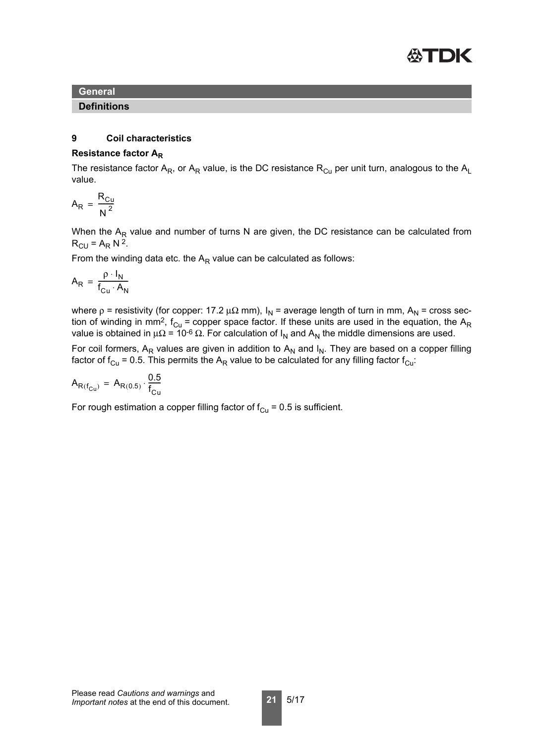## General

### Definitions

### 9 Coil characteristics

**Resistance factor $A_R$**

The resistance factor $A_R$, or $A_R$ value, is the DC resistance $R_{Cu}$ per unit turn, analogous to the $A_L$ value.

$$A_R = \frac{R_{Cu}}{N^2}$$

When the $A_R$ value and number of turns N are given, the DC resistance can be calculated from $R_{CU} = A_R N^2$.

From the winding data etc. the $A_R$ value can be calculated as follows:

$$A_R = \frac{\rho \cdot l_N}{f_{Cu} \cdot A_N}$$

where $\rho$ = resistivity (for copper: 17.2 $\mu\Omega$ mm), $l_N$ = average length of turn in mm, $A_N$ = cross section of winding in mm$^2$, $f_{Cu}$ = copper space factor. If these units are used in the equation, the $A_R$ value is obtained in $\mu\Omega = 10^{-6}\ \Omega$. For calculation of $l_N$ and $A_N$ the middle dimensions are used.

For coil formers, $A_R$ values are given in addition to $A_N$ and $l_N$. They are based on a copper filling factor of $f_{Cu} = 0.5$. This permits the $A_R$ value to be calculated for any filling factor $f_{Cu}$:

$$A_{R(f_{Cu})} = A_{R(0.5)} \cdot \frac{0.5}{f_{Cu}}$$

For rough estimation a copper filling factor of $f_{Cu} = 0.5$ is sufficient.

Please read *Cautions and warnings* and *Important notes* at the end of this document.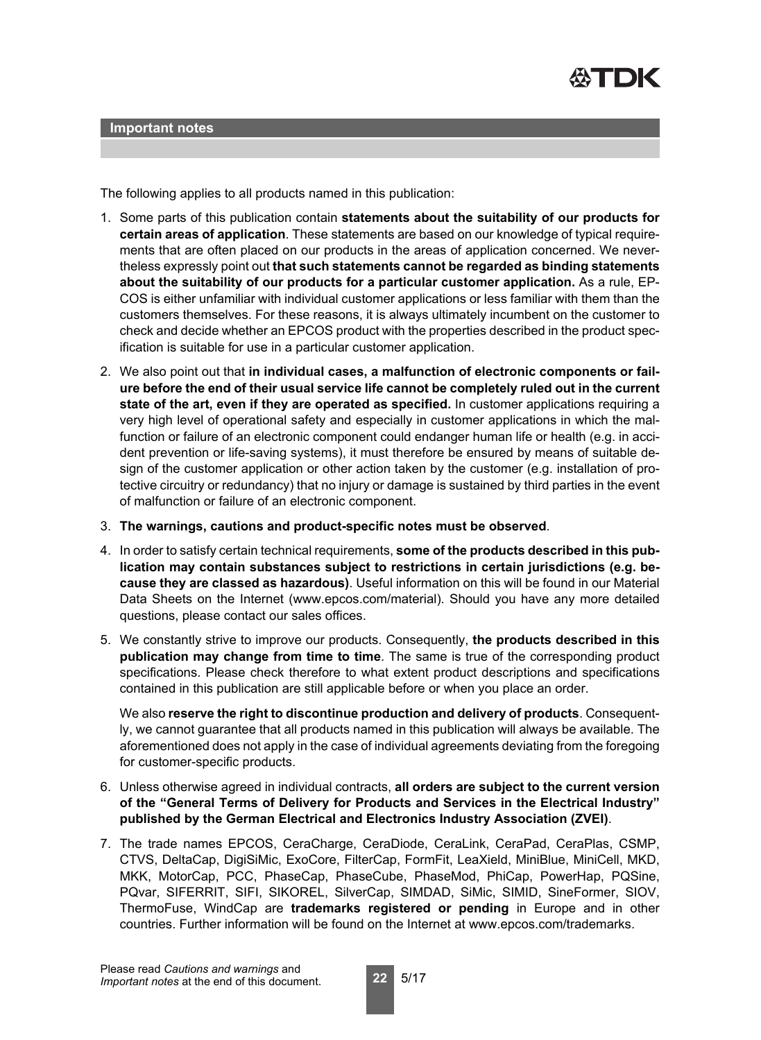## Important notes

The following applies to all products named in this publication:

1. Some parts of this publication contain **statements about the suitability of our products for certain areas of application**. These statements are based on our knowledge of typical requirements that are often placed on our products in the areas of application concerned. We nevertheless expressly point out **that such statements cannot be regarded as binding statements about the suitability of our products for a particular customer application.** As a rule, EPCOS is either unfamiliar with individual customer applications or less familiar with them than the customers themselves. For these reasons, it is always ultimately incumbent on the customer to check and decide whether an EPCOS product with the properties described in the product specification is suitable for use in a particular customer application.
2. We also point out that **in individual cases, a malfunction of electronic components or failure before the end of their usual service life cannot be completely ruled out in the current state of the art, even if they are operated as specified.** In customer applications requiring a very high level of operational safety and especially in customer applications in which the malfunction or failure of an electronic component could endanger human life or health (e.g. in accident prevention or life-saving systems), it must therefore be ensured by means of suitable design of the customer application or other action taken by the customer (e.g. installation of protective circuitry or redundancy) that no injury or damage is sustained by third parties in the event of malfunction or failure of an electronic component.
3. **The warnings, cautions and product-specific notes must be observed**.
4. In order to satisfy certain technical requirements, **some of the products described in this publication may contain substances subject to restrictions in certain jurisdictions (e.g. because they are classed as hazardous)**. Useful information on this will be found in our Material Data Sheets on the Internet (www.epcos.com/material). Should you have any more detailed questions, please contact our sales offices.
5. We constantly strive to improve our products. Consequently, **the products described in this publication may change from time to time**. The same is true of the corresponding product specifications. Please check therefore to what extent product descriptions and specifications contained in this publication are still applicable before or when you place an order.

   We also **reserve the right to discontinue production and delivery of products**. Consequently, we cannot guarantee that all products named in this publication will always be available. The aforementioned does not apply in the case of individual agreements deviating from the foregoing for customer-specific products.
6. Unless otherwise agreed in individual contracts, **all orders are subject to the current version of the "General Terms of Delivery for Products and Services in the Electrical Industry" published by the German Electrical and Electronics Industry Association (ZVEI)**.
7. The trade names EPCOS, CeraCharge, CeraDiode, CeraLink, CeraPad, CeraPlas, CSMP, CTVS, DeltaCap, DigiSiMic, ExoCore, FilterCap, FormFit, LeaXield, MiniBlue, MiniCell, MKD, MKK, MotorCap, PCC, PhaseCap, PhaseCube, PhaseMod, PhiCap, PowerHap, PQSine, PQvar, SIFERRIT, SIFI, SIKOREL, SilverCap, SIMDAD, SiMic, SIMID, SineFormer, SIOV, ThermoFuse, WindCap are **trademarks registered or pending** in Europe and in other countries. Further information will be found on the Internet at www.epcos.com/trademarks.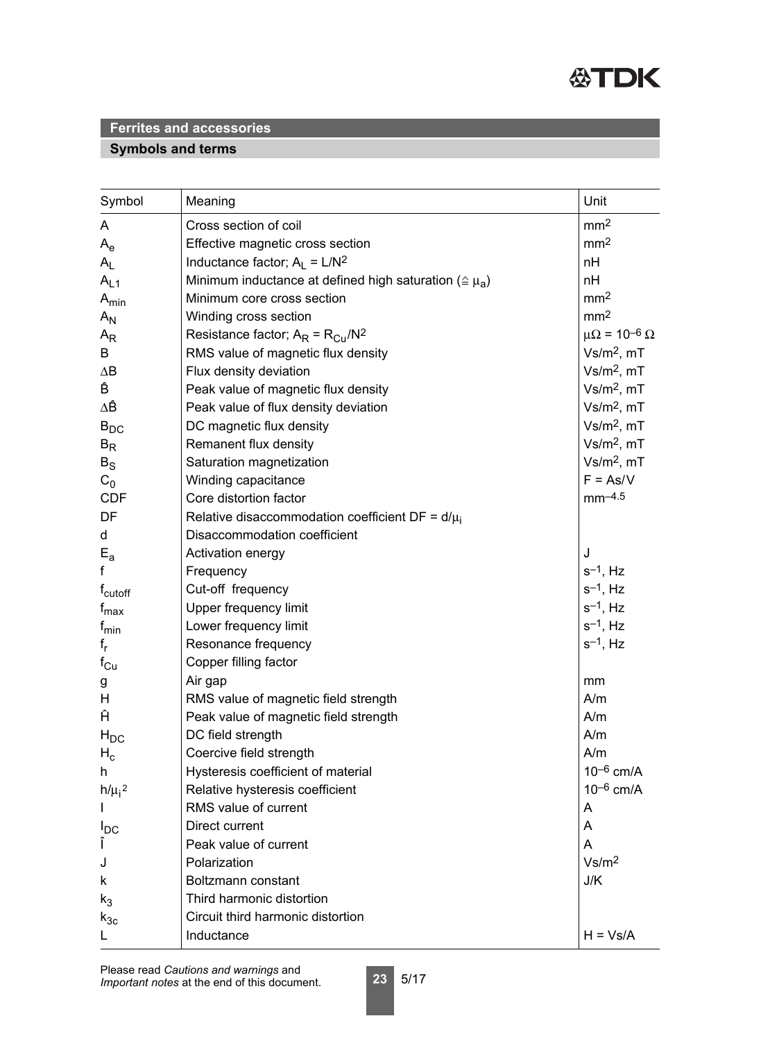## Ferrites and accessories

### Symbols and terms

| Symbol | Meaning | Unit |
|---|---|---|
| $A$ | Cross section of coil | $mm^2$ |
| $A_e$ | Effective magnetic cross section | $mm^2$ |
| $A_L$ | Inductance factor; $A_L = L/N^2$ | nH |
| $A_{L1}$ | Minimum inductance at defined high saturation ($\hat{=} \mu_a$) | nH |
| $A_{min}$ | Minimum core cross section | $mm^2$ |
| $A_N$ | Winding cross section | $mm^2$ |
| $A_R$ | Resistance factor; $A_R = R_{Cu}/N^2$ | $\mu\Omega = 10^{-6}\ \Omega$ |
| $B$ | RMS value of magnetic flux density | $Vs/m^2$, mT |
| $\Delta B$ | Flux density deviation | $Vs/m^2$, mT |
| $\hat{B}$ | Peak value of magnetic flux density | $Vs/m^2$, mT |
| $\Delta\hat{B}$ | Peak value of flux density deviation | $Vs/m^2$, mT |
| $B_{DC}$ | DC magnetic flux density | $Vs/m^2$, mT |
| $B_R$ | Remanent flux density | $Vs/m^2$, mT |
| $B_S$ | Saturation magnetization | $Vs/m^2$, mT |
| $C_0$ | Winding capacitance | F = As/V |
| CDF | Core distortion factor | $mm^{-4.5}$ |
| DF | Relative disaccommodation coefficient $DF = d/\mu_i$ | |
| $d$ | Disaccommodation coefficient | |
| $E_a$ | Activation energy | J |
| $f$ | Frequency | $s^{-1}$, Hz |
| $f_{cutoff}$ | Cut-off frequency | $s^{-1}$, Hz |
| $f_{max}$ | Upper frequency limit | $s^{-1}$, Hz |
| $f_{min}$ | Lower frequency limit | $s^{-1}$, Hz |
| $f_r$ | Resonance frequency | $s^{-1}$, Hz |
| $f_{Cu}$ | Copper filling factor | |
| $g$ | Air gap | mm |
| $H$ | RMS value of magnetic field strength | A/m |
| $\hat{H}$ | Peak value of magnetic field strength | A/m |
| $H_{DC}$ | DC field strength | A/m |
| $H_c$ | Coercive field strength | A/m |
| $h$ | Hysteresis coefficient of material | $10^{-6}$ cm/A |
| $h/\mu_i^2$ | Relative hysteresis coefficient | $10^{-6}$ cm/A |
| $I$ | RMS value of current | A |
| $I_{DC}$ | Direct current | A |
| $\hat{I}$ | Peak value of current | A |
| $J$ | Polarization | $Vs/m^2$ |
| $k$ | Boltzmann constant | J/K |
| $k_3$ | Third harmonic distortion | |
| $k_{3c}$ | Circuit third harmonic distortion | |
| $L$ | Inductance | H = Vs/A |

Please read *Cautions and warnings* and *Important notes* at the end of this document.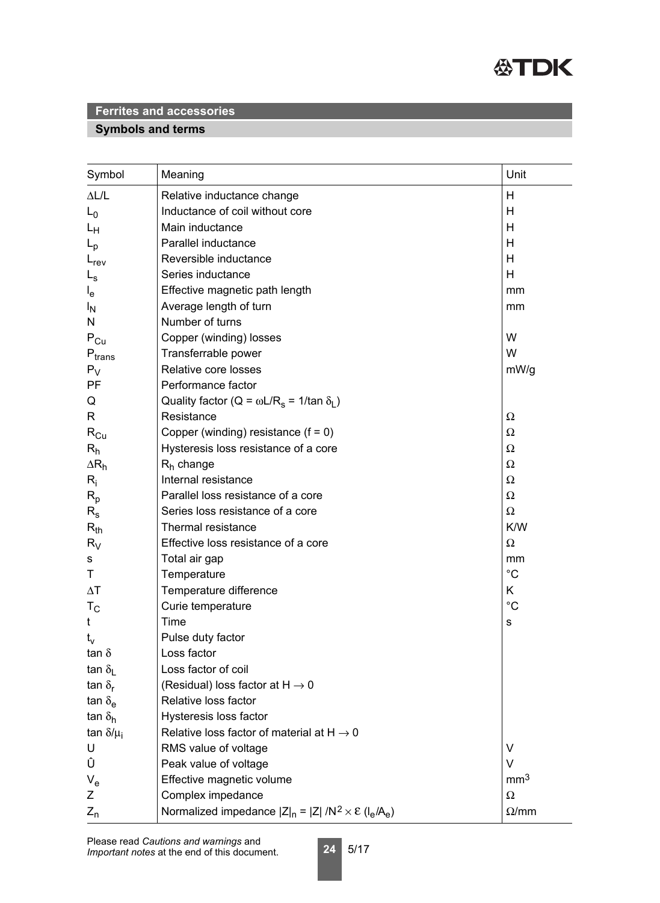## Ferrites and accessories

### Symbols and terms

| Symbol | Meaning | Unit |
|---|---|---|
| $\Delta L/L$ | Relative inductance change | H |
| $L_0$ | Inductance of coil without core | H |
| $L_H$ | Main inductance | H |
| $L_p$ | Parallel inductance | H |
| $L_{rev}$ | Reversible inductance | H |
| $L_s$ | Series inductance | H |
| $l_e$ | Effective magnetic path length | mm |
| $l_N$ | Average length of turn | mm |
| N | Number of turns | |
| $P_{Cu}$ | Copper (winding) losses | W |
| $P_{trans}$ | Transferrable power | W |
| $P_V$ | Relative core losses | mW/g |
| PF | Performance factor | |
| Q | Quality factor ($Q = \omega L/R_s = 1/\tan \delta_L$) | |
| R | Resistance | Ω |
| $R_{Cu}$ | Copper (winding) resistance (f = 0) | Ω |
| $R_h$ | Hysteresis loss resistance of a core | Ω |
| $\Delta R_h$ | $R_h$ change | Ω |
| $R_i$ | Internal resistance | Ω |
| $R_p$ | Parallel loss resistance of a core | Ω |
| $R_s$ | Series loss resistance of a core | Ω |
| $R_{th}$ | Thermal resistance | K/W |
| $R_V$ | Effective loss resistance of a core | Ω |
| s | Total air gap | mm |
| T | Temperature | °C |
| $\Delta T$ | Temperature difference | K |
| $T_C$ | Curie temperature | °C |
| t | Time | s |
| $t_v$ | Pulse duty factor | |
| $\tan \delta$ | Loss factor | |
| $\tan \delta_L$ | Loss factor of coil | |
| $\tan \delta_r$ | (Residual) loss factor at $H \rightarrow 0$ | |
| $\tan \delta_e$ | Relative loss factor | |
| $\tan \delta_h$ | Hysteresis loss factor | |
| $\tan \delta/\mu_i$ | Relative loss factor of material at $H \rightarrow 0$ | |
| U | RMS value of voltage | V |
| Û | Peak value of voltage | V |
| $V_e$ | Effective magnetic volume | $mm^3$ |
| Z | Complex impedance | Ω |
| $Z_n$ | Normalized impedance $\lvert Z \rvert_n = \lvert Z \rvert / N^2 \times \Sigma (l_e/A_e)$ | Ω/mm |

Please read *Cautions and warnings* and *Important notes* at the end of this document.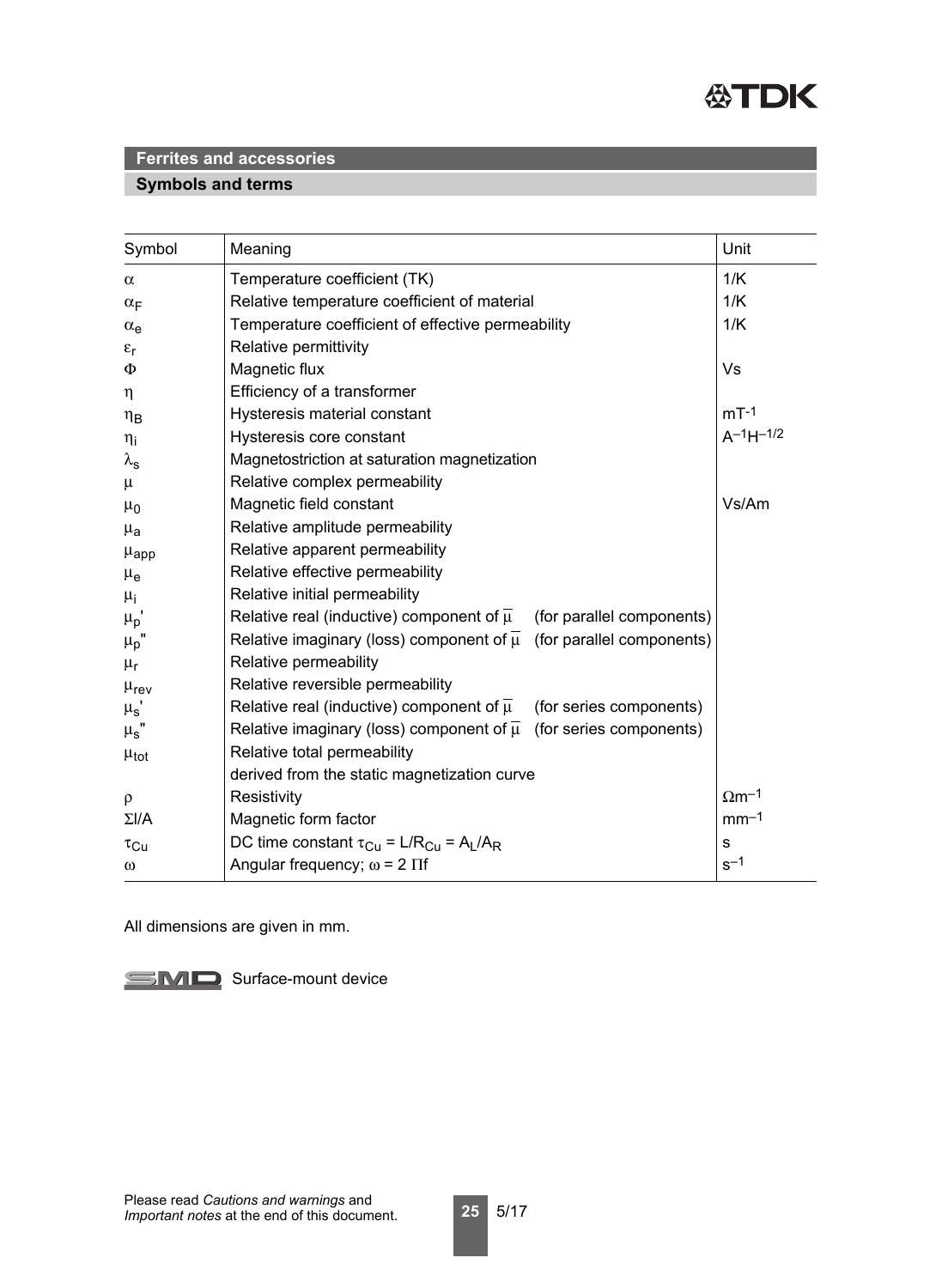## Ferrites and accessories

### Symbols and terms

| Symbol | Meaning | Unit |
|---|---|---|
| $\alpha$ | Temperature coefficient (TK) | 1/K |
| $\alpha_F$ | Relative temperature coefficient of material | 1/K |
| $\alpha_e$ | Temperature coefficient of effective permeability | 1/K |
| $\varepsilon_r$ | Relative permittivity | |
| $\Phi$ | Magnetic flux | Vs |
| $\eta$ | Efficiency of a transformer | |
| $\eta_B$ | Hysteresis material constant | $mT^{-1}$ |
| $\eta_i$ | Hysteresis core constant | $A^{-1}H^{-1/2}$ |
| $\lambda_s$ | Magnetostriction at saturation magnetization | |
| $\mu$ | Relative complex permeability | |
| $\mu_0$ | Magnetic field constant | Vs/Am |
| $\mu_a$ | Relative amplitude permeability | |
| $\mu_{app}$ | Relative apparent permeability | |
| $\mu_e$ | Relative effective permeability | |
| $\mu_i$ | Relative initial permeability | |
| $\mu_p'$ | Relative real (inductive) component of $\overline{\mu}$ (for parallel components) | |
| $\mu_p''$ | Relative imaginary (loss) component of $\overline{\mu}$ (for parallel components) | |
| $\mu_r$ | Relative permeability | |
| $\mu_{rev}$ | Relative reversible permeability | |
| $\mu_s'$ | Relative real (inductive) component of $\overline{\mu}$ (for series components) | |
| $\mu_s''$ | Relative imaginary (loss) component of $\overline{\mu}$ (for series components) | |
| $\mu_{tot}$ | Relative total permeability derived from the static magnetization curve | |
| $\rho$ | Resistivity | $\Omega m^{-1}$ |
| $\Sigma l/A$ | Magnetic form factor | $mm^{-1}$ |
| $\tau_{Cu}$ | DC time constant $\tau_{Cu} = L/R_{Cu} = A_L/A_R$ | s |
| $\omega$ | Angular frequency; $\omega = 2\,\Pi f$ | $s^{-1}$ |

All dimensions are given in mm.

SMD Surface-mount device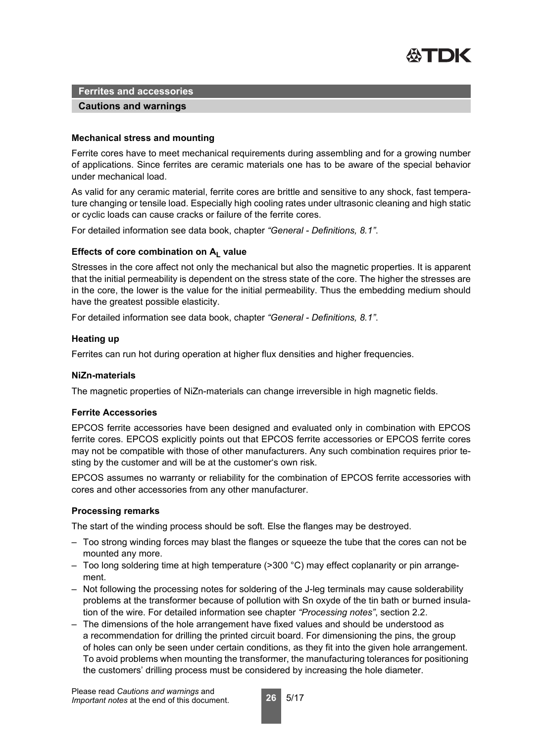## Ferrites and accessories

### Cautions and warnings

**Mechanical stress and mounting**

Ferrite cores have to meet mechanical requirements during assembling and for a growing number of applications. Since ferrites are ceramic materials one has to be aware of the special behavior under mechanical load.

As valid for any ceramic material, ferrite cores are brittle and sensitive to any shock, fast temperature changing or tensile load. Especially high cooling rates under ultrasonic cleaning and high static or cyclic loads can cause cracks or failure of the ferrite cores.

For detailed information see data book, chapter *"General - Definitions, 8.1"*.

**Effects of core combination on $A_L$ value**

Stresses in the core affect not only the mechanical but also the magnetic properties. It is apparent that the initial permeability is dependent on the stress state of the core. The higher the stresses are in the core, the lower is the value for the initial permeability. Thus the embedding medium should have the greatest possible elasticity.

For detailed information see data book, chapter *"General - Definitions, 8.1"*.

**Heating up**

Ferrites can run hot during operation at higher flux densities and higher frequencies.

**NiZn-materials**

The magnetic properties of NiZn-materials can change irreversible in high magnetic fields.

**Ferrite Accessories**

EPCOS ferrite accessories have been designed and evaluated only in combination with EPCOS ferrite cores. EPCOS explicitly points out that EPCOS ferrite accessories or EPCOS ferrite cores may not be compatible with those of other manufacturers. Any such combination requires prior testing by the customer and will be at the customer's own risk.

EPCOS assumes no warranty or reliability for the combination of EPCOS ferrite accessories with cores and other accessories from any other manufacturer.

**Processing remarks**

The start of the winding process should be soft. Else the flanges may be destroyed.

- Too strong winding forces may blast the flanges or squeeze the tube that the cores can not be mounted any more.
- Too long soldering time at high temperature (>300 °C) may effect coplanarity or pin arrangement.
- Not following the processing notes for soldering of the J-leg terminals may cause solderability problems at the transformer because of pollution with Sn oxyde of the tin bath or burned insulation of the wire. For detailed information see chapter *"Processing notes"*, section 2.2.
- The dimensions of the hole arrangement have fixed values and should be understood as a recommendation for drilling the printed circuit board. For dimensioning the pins, the group of holes can only be seen under certain conditions, as they fit into the given hole arrangement. To avoid problems when mounting the transformer, the manufacturing tolerances for positioning the customers' drilling process must be considered by increasing the hole diameter.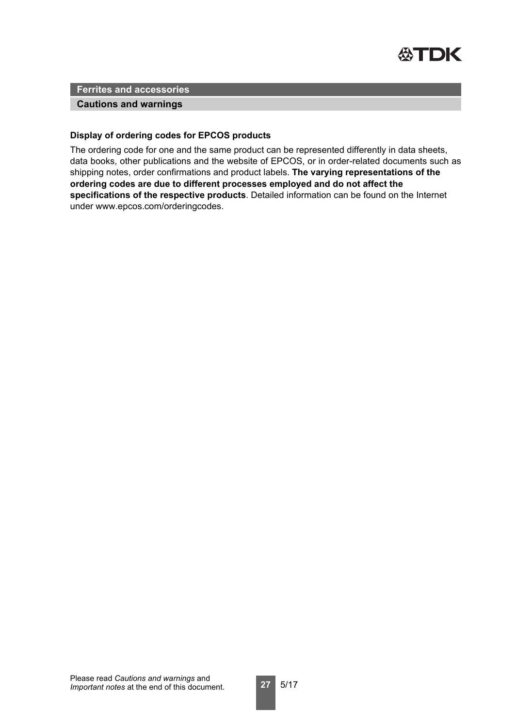## Ferrites and accessories

### Cautions and warnings

**Display of ordering codes for EPCOS products**

The ordering code for one and the same product can be represented differently in data sheets, data books, other publications and the website of EPCOS, or in order-related documents such as shipping notes, order confirmations and product labels. **The varying representations of the ordering codes are due to different processes employed and do not affect the specifications of the respective products**. Detailed information can be found on the Internet under www.epcos.com/orderingcodes.